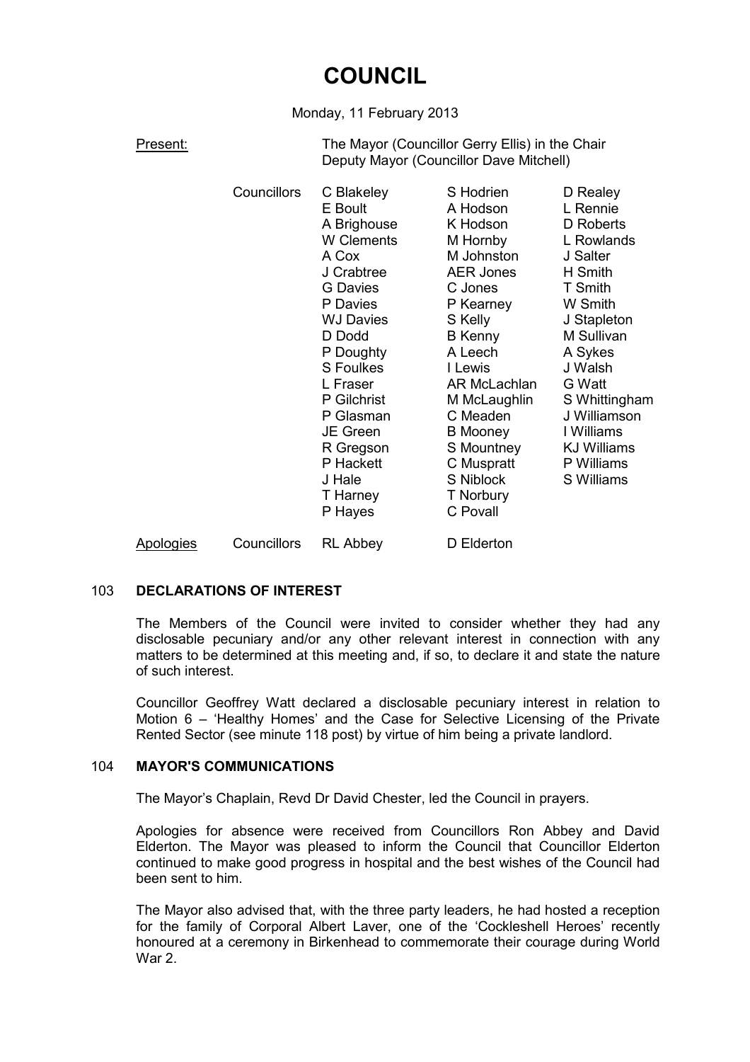# COUNCIL

Monday, 11 February 2013

Present: The Mayor (Councillor Gerry Ellis) in the Chair
Deputy Mayor (Councillor Dave Mitchell)

| | | | | |
|---|---|---|---|---|
| | Councillors | C Blakeley | S Hodrien | D Realey |
| | | E Boult | A Hodson | L Rennie |
| | | A Brighouse | K Hodson | D Roberts |
| | | W Clements | M Hornby | L Rowlands |
| | | A Cox | M Johnston | J Salter |
| | | J Crabtree | AER Jones | H Smith |
| | | G Davies | C Jones | T Smith |
| | | P Davies | P Kearney | W Smith |
| | | WJ Davies | S Kelly | J Stapleton |
| | | D Dodd | B Kenny | M Sullivan |
| | | P Doughty | A Leech | A Sykes |
| | | S Foulkes | I Lewis | J Walsh |
| | | L Fraser | AR McLachlan | G Watt |
| | | P Gilchrist | M McLaughlin | S Whittingham |
| | | P Glasman | C Meaden | J Williamson |
| | | JE Green | B Mooney | I Williams |
| | | R Gregson | S Mountney | KJ Williams |
| | | P Hackett | C Muspratt | P Williams |
| | | J Hale | S Niblock | S Williams |
| | | T Harney | T Norbury | |
| | | P Hayes | C Povall | |
| Apologies | Councillors | RL Abbey | D Elderton | |

## 103 DECLARATIONS OF INTEREST

The Members of the Council were invited to consider whether they had any disclosable pecuniary and/or any other relevant interest in connection with any matters to be determined at this meeting and, if so, to declare it and state the nature of such interest.

Councillor Geoffrey Watt declared a disclosable pecuniary interest in relation to Motion 6 – 'Healthy Homes' and the Case for Selective Licensing of the Private Rented Sector (see minute 118 post) by virtue of him being a private landlord.

## 104 MAYOR'S COMMUNICATIONS

The Mayor's Chaplain, Revd Dr David Chester, led the Council in prayers.

Apologies for absence were received from Councillors Ron Abbey and David Elderton. The Mayor was pleased to inform the Council that Councillor Elderton continued to make good progress in hospital and the best wishes of the Council had been sent to him.

The Mayor also advised that, with the three party leaders, he had hosted a reception for the family of Corporal Albert Laver, one of the 'Cockleshell Heroes' recently honoured at a ceremony in Birkenhead to commemorate their courage during World War 2.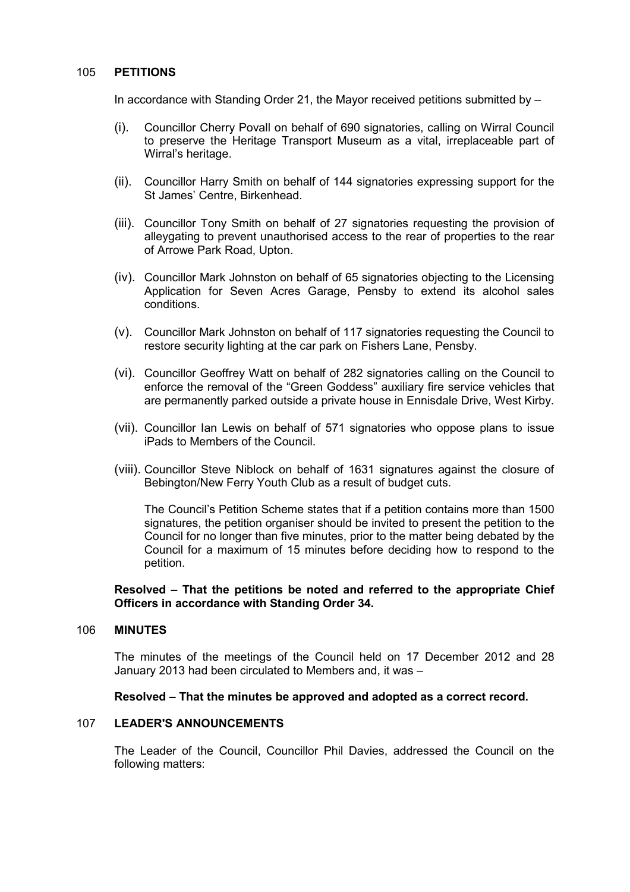## 105 PETITIONS

In accordance with Standing Order 21, the Mayor received petitions submitted by –

(i). Councillor Cherry Povall on behalf of 690 signatories, calling on Wirral Council to preserve the Heritage Transport Museum as a vital, irreplaceable part of Wirral's heritage.

(ii). Councillor Harry Smith on behalf of 144 signatories expressing support for the St James' Centre, Birkenhead.

(iii). Councillor Tony Smith on behalf of 27 signatories requesting the provision of alleygating to prevent unauthorised access to the rear of properties to the rear of Arrowe Park Road, Upton.

(iv). Councillor Mark Johnston on behalf of 65 signatories objecting to the Licensing Application for Seven Acres Garage, Pensby to extend its alcohol sales conditions.

(v). Councillor Mark Johnston on behalf of 117 signatories requesting the Council to restore security lighting at the car park on Fishers Lane, Pensby.

(vi). Councillor Geoffrey Watt on behalf of 282 signatories calling on the Council to enforce the removal of the "Green Goddess" auxiliary fire service vehicles that are permanently parked outside a private house in Ennisdale Drive, West Kirby.

(vii). Councillor Ian Lewis on behalf of 571 signatories who oppose plans to issue iPads to Members of the Council.

(viii). Councillor Steve Niblock on behalf of 1631 signatures against the closure of Bebington/New Ferry Youth Club as a result of budget cuts.

The Council's Petition Scheme states that if a petition contains more than 1500 signatures, the petition organiser should be invited to present the petition to the Council for no longer than five minutes, prior to the matter being debated by the Council for a maximum of 15 minutes before deciding how to respond to the petition.

**Resolved – That the petitions be noted and referred to the appropriate Chief Officers in accordance with Standing Order 34.**

## 106 MINUTES

The minutes of the meetings of the Council held on 17 December 2012 and 28 January 2013 had been circulated to Members and, it was –

**Resolved – That the minutes be approved and adopted as a correct record.**

## 107 LEADER'S ANNOUNCEMENTS

The Leader of the Council, Councillor Phil Davies, addressed the Council on the following matters: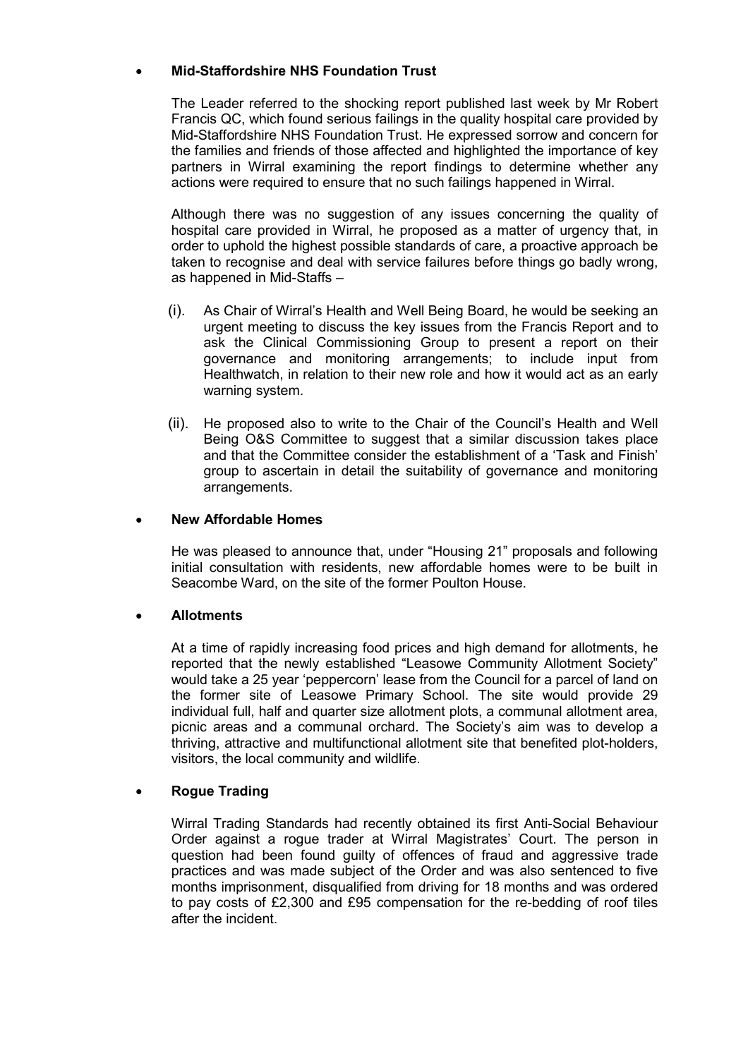- **Mid-Staffordshire NHS Foundation Trust**

  The Leader referred to the shocking report published last week by Mr Robert Francis QC, which found serious failings in the quality hospital care provided by Mid-Staffordshire NHS Foundation Trust. He expressed sorrow and concern for the families and friends of those affected and highlighted the importance of key partners in Wirral examining the report findings to determine whether any actions were required to ensure that no such failings happened in Wirral.

  Although there was no suggestion of any issues concerning the quality of hospital care provided in Wirral, he proposed as a matter of urgency that, in order to uphold the highest possible standards of care, a proactive approach be taken to recognise and deal with service failures before things go badly wrong, as happened in Mid-Staffs –

  (i). As Chair of Wirral's Health and Well Being Board, he would be seeking an urgent meeting to discuss the key issues from the Francis Report and to ask the Clinical Commissioning Group to present a report on their governance and monitoring arrangements; to include input from Healthwatch, in relation to their new role and how it would act as an early warning system.

  (ii). He proposed also to write to the Chair of the Council's Health and Well Being O&S Committee to suggest that a similar discussion takes place and that the Committee consider the establishment of a 'Task and Finish' group to ascertain in detail the suitability of governance and monitoring arrangements.

- **New Affordable Homes**

  He was pleased to announce that, under "Housing 21" proposals and following initial consultation with residents, new affordable homes were to be built in Seacombe Ward, on the site of the former Poulton House.

- **Allotments**

  At a time of rapidly increasing food prices and high demand for allotments, he reported that the newly established "Leasowe Community Allotment Society" would take a 25 year 'peppercorn' lease from the Council for a parcel of land on the former site of Leasowe Primary School. The site would provide 29 individual full, half and quarter size allotment plots, a communal allotment area, picnic areas and a communal orchard. The Society's aim was to develop a thriving, attractive and multifunctional allotment site that benefited plot-holders, visitors, the local community and wildlife.

- **Rogue Trading**

  Wirral Trading Standards had recently obtained its first Anti-Social Behaviour Order against a rogue trader at Wirral Magistrates' Court. The person in question had been found guilty of offences of fraud and aggressive trade practices and was made subject of the Order and was also sentenced to five months imprisonment, disqualified from driving for 18 months and was ordered to pay costs of £2,300 and £95 compensation for the re-bedding of roof tiles after the incident.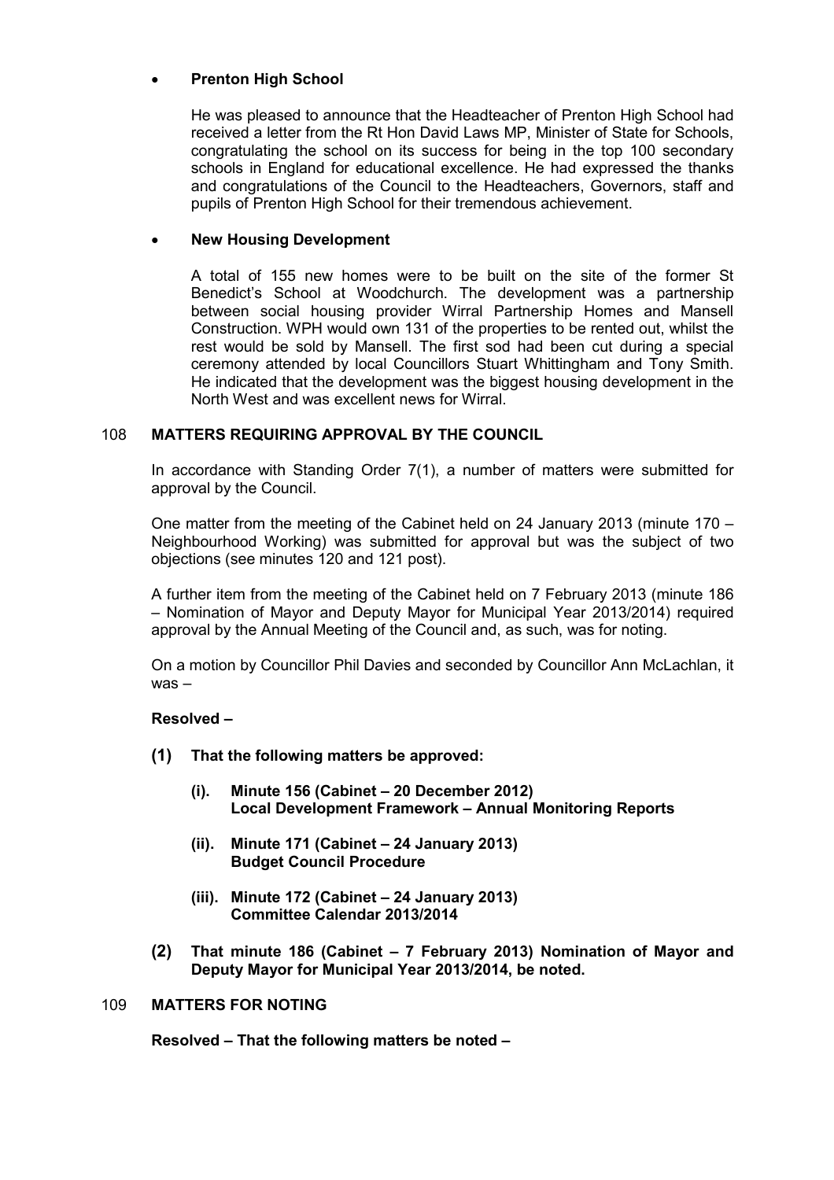- **Prenton High School**

  He was pleased to announce that the Headteacher of Prenton High School had received a letter from the Rt Hon David Laws MP, Minister of State for Schools, congratulating the school on its success for being in the top 100 secondary schools in England for educational excellence. He had expressed the thanks and congratulations of the Council to the Headteachers, Governors, staff and pupils of Prenton High School for their tremendous achievement.

- **New Housing Development**

  A total of 155 new homes were to be built on the site of the former St Benedict's School at Woodchurch. The development was a partnership between social housing provider Wirral Partnership Homes and Mansell Construction. WPH would own 131 of the properties to be rented out, whilst the rest would be sold by Mansell. The first sod had been cut during a special ceremony attended by local Councillors Stuart Whittingham and Tony Smith. He indicated that the development was the biggest housing development in the North West and was excellent news for Wirral.

## 108 MATTERS REQUIRING APPROVAL BY THE COUNCIL

In accordance with Standing Order 7(1), a number of matters were submitted for approval by the Council.

One matter from the meeting of the Cabinet held on 24 January 2013 (minute 170 – Neighbourhood Working) was submitted for approval but was the subject of two objections (see minutes 120 and 121 post).

A further item from the meeting of the Cabinet held on 7 February 2013 (minute 186 – Nomination of Mayor and Deputy Mayor for Municipal Year 2013/2014) required approval by the Annual Meeting of the Council and, as such, was for noting.

On a motion by Councillor Phil Davies and seconded by Councillor Ann McLachlan, it was –

**Resolved –**

**(1) That the following matters be approved:**

**(i). Minute 156 (Cabinet – 20 December 2012)**
**Local Development Framework – Annual Monitoring Reports**

**(ii). Minute 171 (Cabinet – 24 January 2013)**
**Budget Council Procedure**

**(iii). Minute 172 (Cabinet – 24 January 2013)**
**Committee Calendar 2013/2014**

**(2) That minute 186 (Cabinet – 7 February 2013) Nomination of Mayor and Deputy Mayor for Municipal Year 2013/2014, be noted.**

## 109 MATTERS FOR NOTING

**Resolved – That the following matters be noted –**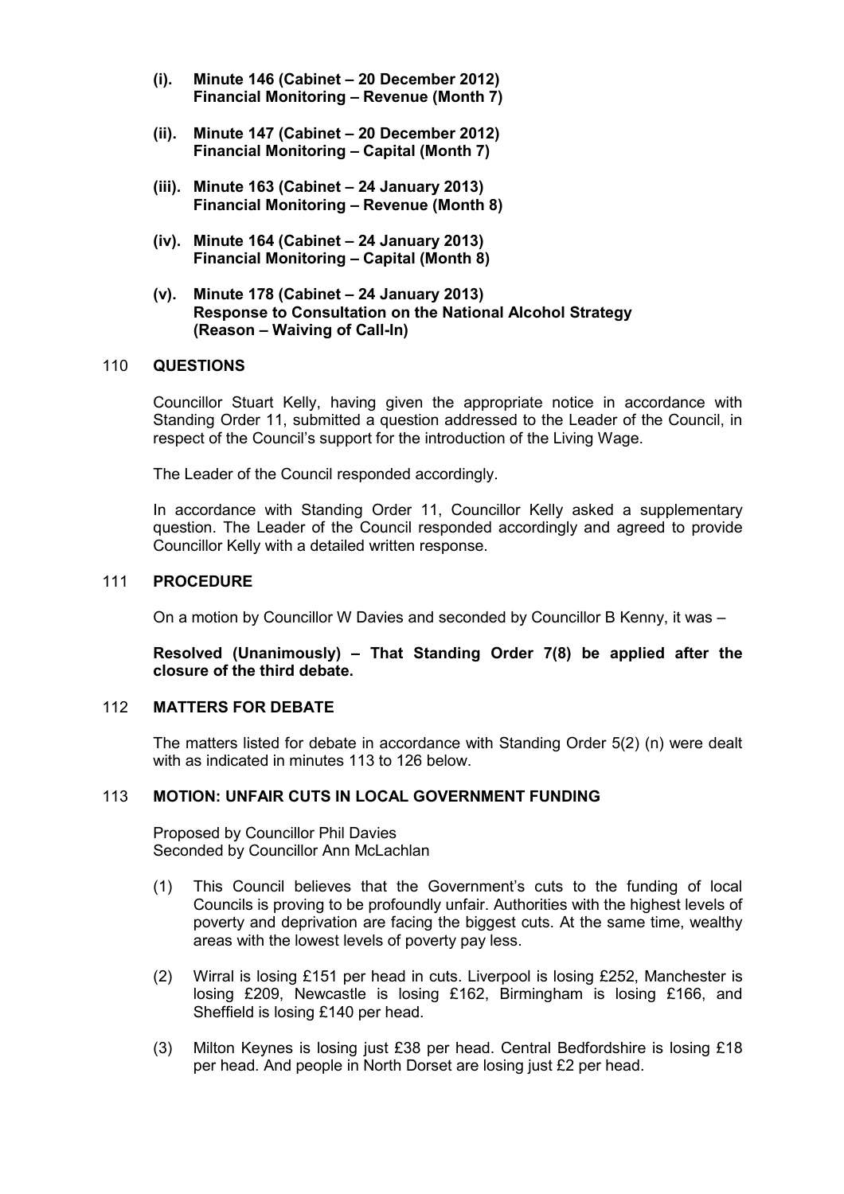- **(i). Minute 146 (Cabinet – 20 December 2012)**
  **Financial Monitoring – Revenue (Month 7)**

- **(ii). Minute 147 (Cabinet – 20 December 2012)**
  **Financial Monitoring – Capital (Month 7)**

- **(iii). Minute 163 (Cabinet – 24 January 2013)**
  **Financial Monitoring – Revenue (Month 8)**

- **(iv). Minute 164 (Cabinet – 24 January 2013)**
  **Financial Monitoring – Capital (Month 8)**

- **(v). Minute 178 (Cabinet – 24 January 2013)**
  **Response to Consultation on the National Alcohol Strategy**
  **(Reason – Waiving of Call-In)**

## 110 QUESTIONS

Councillor Stuart Kelly, having given the appropriate notice in accordance with Standing Order 11, submitted a question addressed to the Leader of the Council, in respect of the Council's support for the introduction of the Living Wage.

The Leader of the Council responded accordingly.

In accordance with Standing Order 11, Councillor Kelly asked a supplementary question. The Leader of the Council responded accordingly and agreed to provide Councillor Kelly with a detailed written response.

## 111 PROCEDURE

On a motion by Councillor W Davies and seconded by Councillor B Kenny, it was –

**Resolved (Unanimously) – That Standing Order 7(8) be applied after the closure of the third debate.**

## 112 MATTERS FOR DEBATE

The matters listed for debate in accordance with Standing Order 5(2) (n) were dealt with as indicated in minutes 113 to 126 below.

## 113 MOTION: UNFAIR CUTS IN LOCAL GOVERNMENT FUNDING

Proposed by Councillor Phil Davies
Seconded by Councillor Ann McLachlan

(1) This Council believes that the Government's cuts to the funding of local Councils is proving to be profoundly unfair. Authorities with the highest levels of poverty and deprivation are facing the biggest cuts. At the same time, wealthy areas with the lowest levels of poverty pay less.

(2) Wirral is losing £151 per head in cuts. Liverpool is losing £252, Manchester is losing £209, Newcastle is losing £162, Birmingham is losing £166, and Sheffield is losing £140 per head.

(3) Milton Keynes is losing just £38 per head. Central Bedfordshire is losing £18 per head. And people in North Dorset are losing just £2 per head.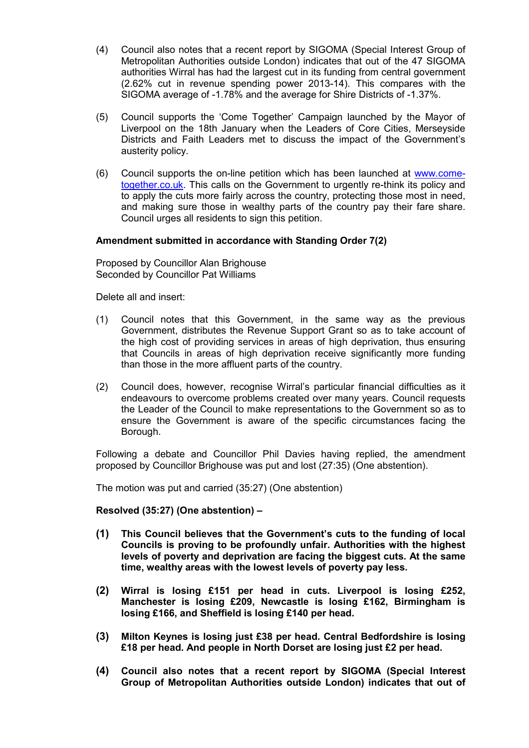(4) Council also notes that a recent report by SIGOMA (Special Interest Group of Metropolitan Authorities outside London) indicates that out of the 47 SIGOMA authorities Wirral has had the largest cut in its funding from central government (2.62% cut in revenue spending power 2013-14). This compares with the SIGOMA average of -1.78% and the average for Shire Districts of -1.37%.

(5) Council supports the 'Come Together' Campaign launched by the Mayor of Liverpool on the 18th January when the Leaders of Core Cities, Merseyside Districts and Faith Leaders met to discuss the impact of the Government's austerity policy.

(6) Council supports the on-line petition which has been launched at [www.come-together.co.uk](www.come-together.co.uk). This calls on the Government to urgently re-think its policy and to apply the cuts more fairly across the country, protecting those most in need, and making sure those in wealthy parts of the country pay their fare share. Council urges all residents to sign this petition.

**Amendment submitted in accordance with Standing Order 7(2)**

Proposed by Councillor Alan Brighouse
Seconded by Councillor Pat Williams

Delete all and insert:

(1) Council notes that this Government, in the same way as the previous Government, distributes the Revenue Support Grant so as to take account of the high cost of providing services in areas of high deprivation, thus ensuring that Councils in areas of high deprivation receive significantly more funding than those in the more affluent parts of the country.

(2) Council does, however, recognise Wirral's particular financial difficulties as it endeavours to overcome problems created over many years. Council requests the Leader of the Council to make representations to the Government so as to ensure the Government is aware of the specific circumstances facing the Borough.

Following a debate and Councillor Phil Davies having replied, the amendment proposed by Councillor Brighouse was put and lost (27:35) (One abstention).

The motion was put and carried (35:27) (One abstention)

**Resolved (35:27) (One abstention) –**

**(1) This Council believes that the Government's cuts to the funding of local Councils is proving to be profoundly unfair. Authorities with the highest levels of poverty and deprivation are facing the biggest cuts. At the same time, wealthy areas with the lowest levels of poverty pay less.**

**(2) Wirral is losing £151 per head in cuts. Liverpool is losing £252, Manchester is losing £209, Newcastle is losing £162, Birmingham is losing £166, and Sheffield is losing £140 per head.**

**(3) Milton Keynes is losing just £38 per head. Central Bedfordshire is losing £18 per head. And people in North Dorset are losing just £2 per head.**

**(4) Council also notes that a recent report by SIGOMA (Special Interest Group of Metropolitan Authorities outside London) indicates that out of**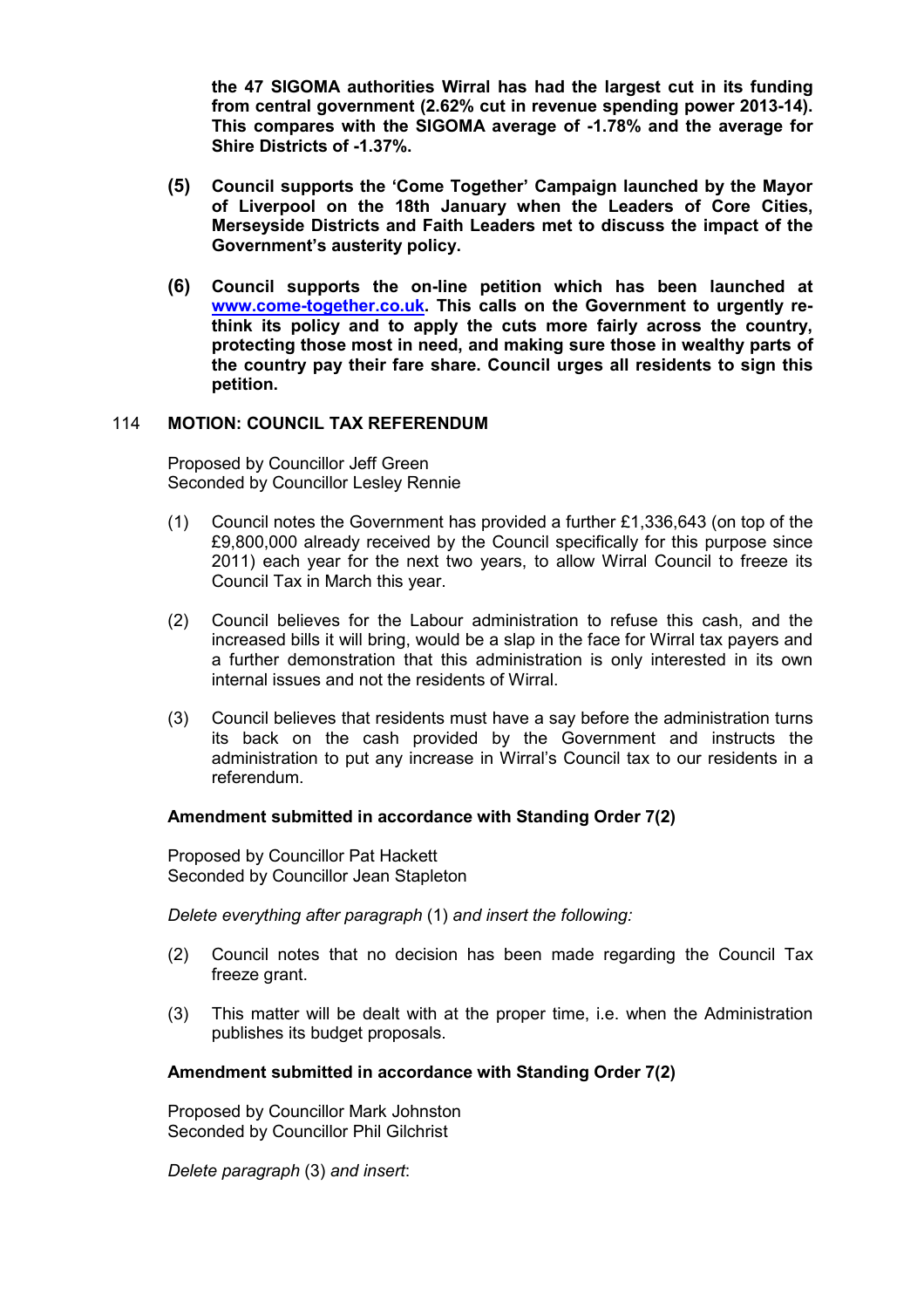**the 47 SIGOMA authorities Wirral has had the largest cut in its funding from central government (2.62% cut in revenue spending power 2013-14). This compares with the SIGOMA average of -1.78% and the average for Shire Districts of -1.37%.**

**(5) Council supports the 'Come Together' Campaign launched by the Mayor of Liverpool on the 18th January when the Leaders of Core Cities, Merseyside Districts and Faith Leaders met to discuss the impact of the Government's austerity policy.**

**(6) Council supports the on-line petition which has been launched at www.come-together.co.uk. This calls on the Government to urgently re-think its policy and to apply the cuts more fairly across the country, protecting those most in need, and making sure those in wealthy parts of the country pay their fare share. Council urges all residents to sign this petition.**

## 114 MOTION: COUNCIL TAX REFERENDUM

Proposed by Councillor Jeff Green
Seconded by Councillor Lesley Rennie

(1) Council notes the Government has provided a further £1,336,643 (on top of the £9,800,000 already received by the Council specifically for this purpose since 2011) each year for the next two years, to allow Wirral Council to freeze its Council Tax in March this year.

(2) Council believes for the Labour administration to refuse this cash, and the increased bills it will bring, would be a slap in the face for Wirral tax payers and a further demonstration that this administration is only interested in its own internal issues and not the residents of Wirral.

(3) Council believes that residents must have a say before the administration turns its back on the cash provided by the Government and instructs the administration to put any increase in Wirral's Council tax to our residents in a referendum.

**Amendment submitted in accordance with Standing Order 7(2)**

Proposed by Councillor Pat Hackett
Seconded by Councillor Jean Stapleton

*Delete everything after paragraph* (1) *and insert the following:*

(2) Council notes that no decision has been made regarding the Council Tax freeze grant.

(3) This matter will be dealt with at the proper time, i.e. when the Administration publishes its budget proposals.

**Amendment submitted in accordance with Standing Order 7(2)**

Proposed by Councillor Mark Johnston
Seconded by Councillor Phil Gilchrist

*Delete paragraph* (3) *and insert*: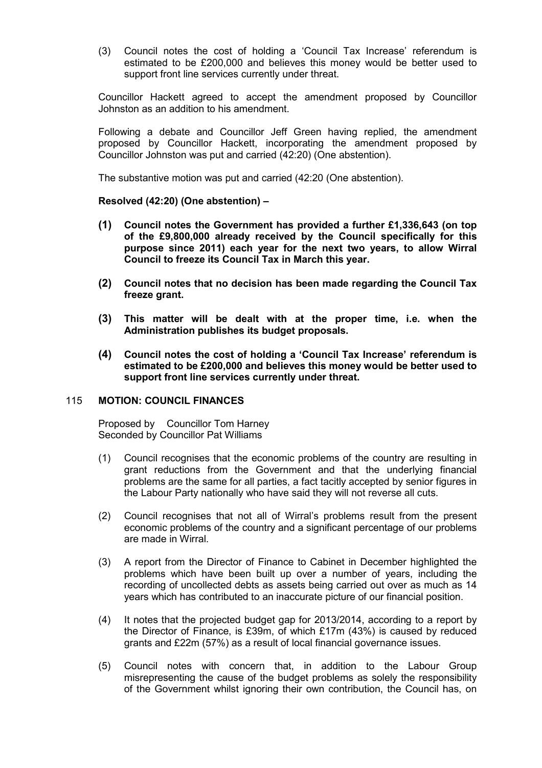(3) Council notes the cost of holding a 'Council Tax Increase' referendum is estimated to be £200,000 and believes this money would be better used to support front line services currently under threat.

Councillor Hackett agreed to accept the amendment proposed by Councillor Johnston as an addition to his amendment.

Following a debate and Councillor Jeff Green having replied, the amendment proposed by Councillor Hackett, incorporating the amendment proposed by Councillor Johnston was put and carried (42:20) (One abstention).

The substantive motion was put and carried (42:20 (One abstention).

**Resolved (42:20) (One abstention) –**

**(1) Council notes the Government has provided a further £1,336,643 (on top of the £9,800,000 already received by the Council specifically for this purpose since 2011) each year for the next two years, to allow Wirral Council to freeze its Council Tax in March this year.**

**(2) Council notes that no decision has been made regarding the Council Tax freeze grant.**

**(3) This matter will be dealt with at the proper time, i.e. when the Administration publishes its budget proposals.**

**(4) Council notes the cost of holding a 'Council Tax Increase' referendum is estimated to be £200,000 and believes this money would be better used to support front line services currently under threat.**

## 115 MOTION: COUNCIL FINANCES

Proposed by Councillor Tom Harney
Seconded by Councillor Pat Williams

(1) Council recognises that the economic problems of the country are resulting in grant reductions from the Government and that the underlying financial problems are the same for all parties, a fact tacitly accepted by senior figures in the Labour Party nationally who have said they will not reverse all cuts.

(2) Council recognises that not all of Wirral's problems result from the present economic problems of the country and a significant percentage of our problems are made in Wirral.

(3) A report from the Director of Finance to Cabinet in December highlighted the problems which have been built up over a number of years, including the recording of uncollected debts as assets being carried out over as much as 14 years which has contributed to an inaccurate picture of our financial position.

(4) It notes that the projected budget gap for 2013/2014, according to a report by the Director of Finance, is £39m, of which £17m (43%) is caused by reduced grants and £22m (57%) as a result of local financial governance issues.

(5) Council notes with concern that, in addition to the Labour Group misrepresenting the cause of the budget problems as solely the responsibility of the Government whilst ignoring their own contribution, the Council has, on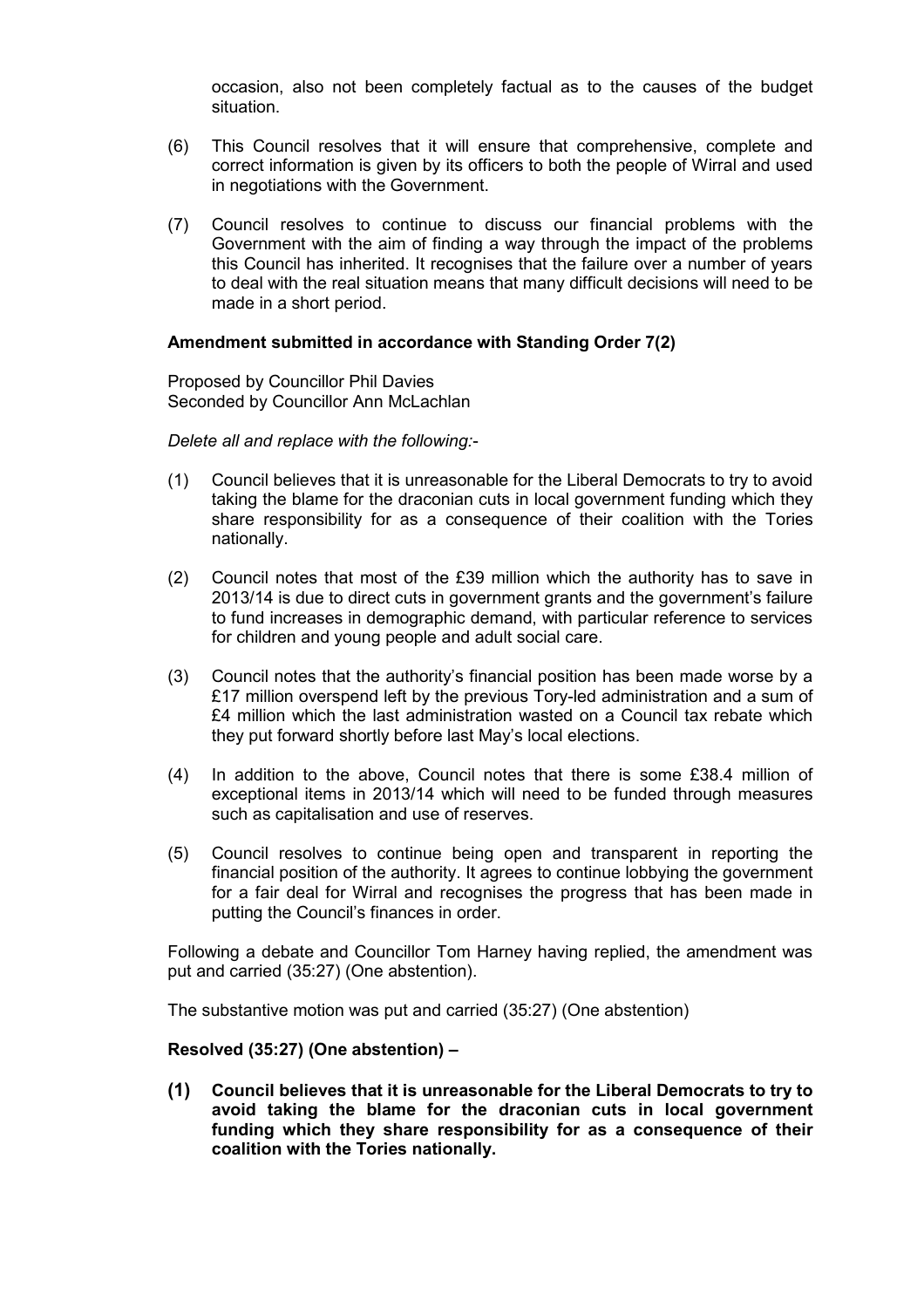occasion, also not been completely factual as to the causes of the budget situation.

(6) This Council resolves that it will ensure that comprehensive, complete and correct information is given by its officers to both the people of Wirral and used in negotiations with the Government.

(7) Council resolves to continue to discuss our financial problems with the Government with the aim of finding a way through the impact of the problems this Council has inherited. It recognises that the failure over a number of years to deal with the real situation means that many difficult decisions will need to be made in a short period.

**Amendment submitted in accordance with Standing Order 7(2)**

Proposed by Councillor Phil Davies
Seconded by Councillor Ann McLachlan

*Delete all and replace with the following:-*

(1) Council believes that it is unreasonable for the Liberal Democrats to try to avoid taking the blame for the draconian cuts in local government funding which they share responsibility for as a consequence of their coalition with the Tories nationally.

(2) Council notes that most of the £39 million which the authority has to save in 2013/14 is due to direct cuts in government grants and the government's failure to fund increases in demographic demand, with particular reference to services for children and young people and adult social care.

(3) Council notes that the authority's financial position has been made worse by a £17 million overspend left by the previous Tory-led administration and a sum of £4 million which the last administration wasted on a Council tax rebate which they put forward shortly before last May's local elections.

(4) In addition to the above, Council notes that there is some £38.4 million of exceptional items in 2013/14 which will need to be funded through measures such as capitalisation and use of reserves.

(5) Council resolves to continue being open and transparent in reporting the financial position of the authority. It agrees to continue lobbying the government for a fair deal for Wirral and recognises the progress that has been made in putting the Council's finances in order.

Following a debate and Councillor Tom Harney having replied, the amendment was put and carried (35:27) (One abstention).

The substantive motion was put and carried (35:27) (One abstention)

**Resolved (35:27) (One abstention) –**

**(1) Council believes that it is unreasonable for the Liberal Democrats to try to avoid taking the blame for the draconian cuts in local government funding which they share responsibility for as a consequence of their coalition with the Tories nationally.**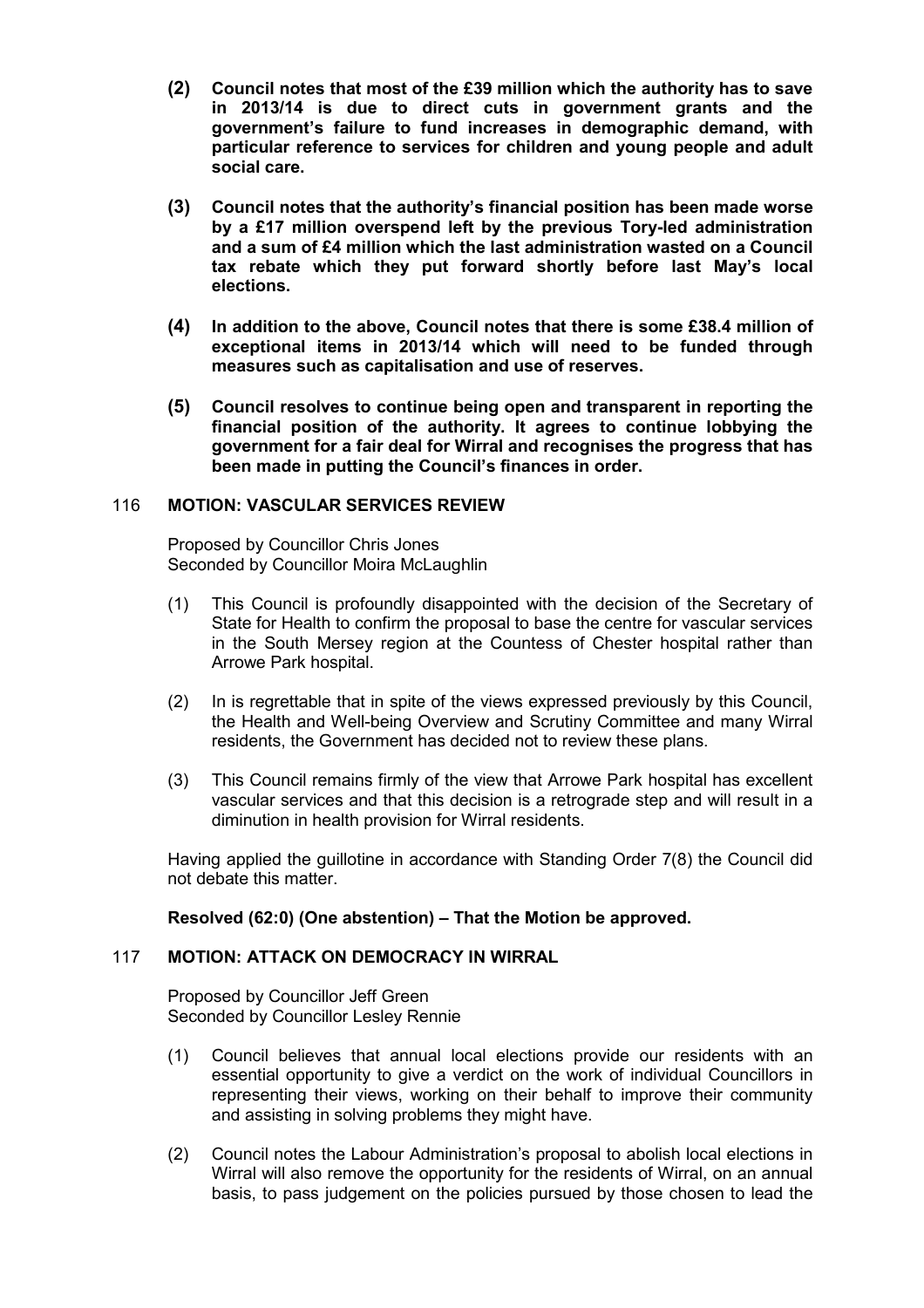**(2) Council notes that most of the £39 million which the authority has to save in 2013/14 is due to direct cuts in government grants and the government's failure to fund increases in demographic demand, with particular reference to services for children and young people and adult social care.**

**(3) Council notes that the authority's financial position has been made worse by a £17 million overspend left by the previous Tory-led administration and a sum of £4 million which the last administration wasted on a Council tax rebate which they put forward shortly before last May's local elections.**

**(4) In addition to the above, Council notes that there is some £38.4 million of exceptional items in 2013/14 which will need to be funded through measures such as capitalisation and use of reserves.**

**(5) Council resolves to continue being open and transparent in reporting the financial position of the authority. It agrees to continue lobbying the government for a fair deal for Wirral and recognises the progress that has been made in putting the Council's finances in order.**

## 116 MOTION: VASCULAR SERVICES REVIEW

Proposed by Councillor Chris Jones
Seconded by Councillor Moira McLaughlin

(1) This Council is profoundly disappointed with the decision of the Secretary of State for Health to confirm the proposal to base the centre for vascular services in the South Mersey region at the Countess of Chester hospital rather than Arrowe Park hospital.

(2) In is regrettable that in spite of the views expressed previously by this Council, the Health and Well-being Overview and Scrutiny Committee and many Wirral residents, the Government has decided not to review these plans.

(3) This Council remains firmly of the view that Arrowe Park hospital has excellent vascular services and that this decision is a retrograde step and will result in a diminution in health provision for Wirral residents.

Having applied the guillotine in accordance with Standing Order 7(8) the Council did not debate this matter.

**Resolved (62:0) (One abstention) – That the Motion be approved.**

## 117 MOTION: ATTACK ON DEMOCRACY IN WIRRAL

Proposed by Councillor Jeff Green
Seconded by Councillor Lesley Rennie

(1) Council believes that annual local elections provide our residents with an essential opportunity to give a verdict on the work of individual Councillors in representing their views, working on their behalf to improve their community and assisting in solving problems they might have.

(2) Council notes the Labour Administration's proposal to abolish local elections in Wirral will also remove the opportunity for the residents of Wirral, on an annual basis, to pass judgement on the policies pursued by those chosen to lead the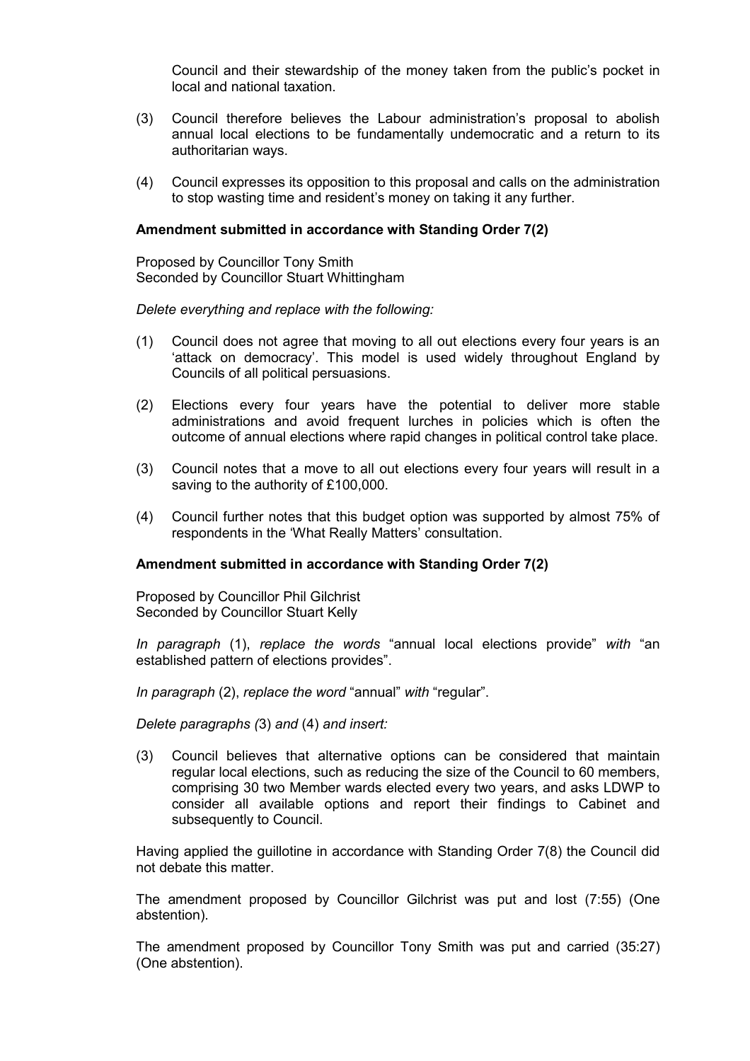Council and their stewardship of the money taken from the public's pocket in local and national taxation.

(3) Council therefore believes the Labour administration's proposal to abolish annual local elections to be fundamentally undemocratic and a return to its authoritarian ways.

(4) Council expresses its opposition to this proposal and calls on the administration to stop wasting time and resident's money on taking it any further.

**Amendment submitted in accordance with Standing Order 7(2)**

Proposed by Councillor Tony Smith
Seconded by Councillor Stuart Whittingham

*Delete everything and replace with the following:*

(1) Council does not agree that moving to all out elections every four years is an 'attack on democracy'. This model is used widely throughout England by Councils of all political persuasions.

(2) Elections every four years have the potential to deliver more stable administrations and avoid frequent lurches in policies which is often the outcome of annual elections where rapid changes in political control take place.

(3) Council notes that a move to all out elections every four years will result in a saving to the authority of £100,000.

(4) Council further notes that this budget option was supported by almost 75% of respondents in the 'What Really Matters' consultation.

**Amendment submitted in accordance with Standing Order 7(2)**

Proposed by Councillor Phil Gilchrist
Seconded by Councillor Stuart Kelly

*In paragraph* (1), *replace the words* "annual local elections provide" *with* "an established pattern of elections provides".

*In paragraph* (2), *replace the word* "annual" *with* "regular".

*Delete paragraphs (*3) *and* (4) *and insert:*

(3) Council believes that alternative options can be considered that maintain regular local elections, such as reducing the size of the Council to 60 members, comprising 30 two Member wards elected every two years, and asks LDWP to consider all available options and report their findings to Cabinet and subsequently to Council.

Having applied the guillotine in accordance with Standing Order 7(8) the Council did not debate this matter.

The amendment proposed by Councillor Gilchrist was put and lost (7:55) (One abstention).

The amendment proposed by Councillor Tony Smith was put and carried (35:27) (One abstention).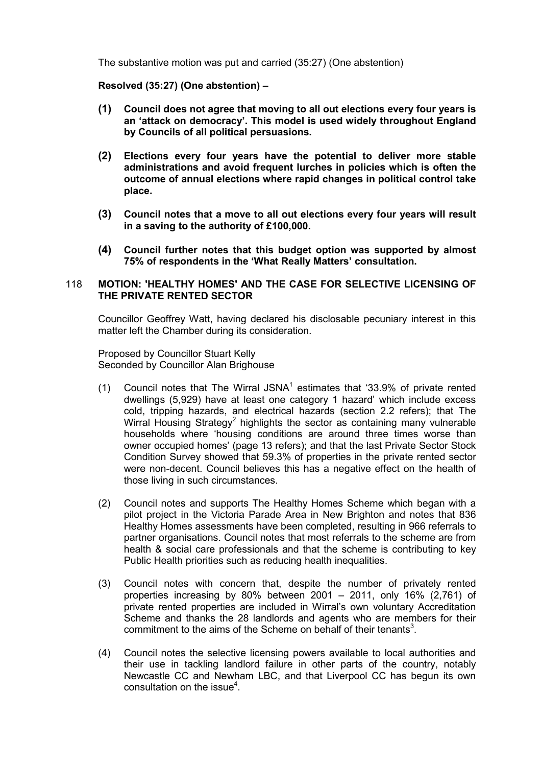The substantive motion was put and carried (35:27) (One abstention)

**Resolved (35:27) (One abstention) –**

**(1) Council does not agree that moving to all out elections every four years is an 'attack on democracy'. This model is used widely throughout England by Councils of all political persuasions.**

**(2) Elections every four years have the potential to deliver more stable administrations and avoid frequent lurches in policies which is often the outcome of annual elections where rapid changes in political control take place.**

**(3) Council notes that a move to all out elections every four years will result in a saving to the authority of £100,000.**

**(4) Council further notes that this budget option was supported by almost 75% of respondents in the 'What Really Matters' consultation.**

## 118 MOTION: 'HEALTHY HOMES' AND THE CASE FOR SELECTIVE LICENSING OF THE PRIVATE RENTED SECTOR

Councillor Geoffrey Watt, having declared his disclosable pecuniary interest in this matter left the Chamber during its consideration.

Proposed by Councillor Stuart Kelly
Seconded by Councillor Alan Brighouse

(1) Council notes that The Wirral JSNA[1] estimates that '33.9% of private rented dwellings (5,929) have at least one category 1 hazard' which include excess cold, tripping hazards, and electrical hazards (section 2.2 refers); that The Wirral Housing Strategy[2] highlights the sector as containing many vulnerable households where 'housing conditions are around three times worse than owner occupied homes' (page 13 refers); and that the last Private Sector Stock Condition Survey showed that 59.3% of properties in the private rented sector were non-decent. Council believes this has a negative effect on the health of those living in such circumstances.

(2) Council notes and supports The Healthy Homes Scheme which began with a pilot project in the Victoria Parade Area in New Brighton and notes that 836 Healthy Homes assessments have been completed, resulting in 966 referrals to partner organisations. Council notes that most referrals to the scheme are from health & social care professionals and that the scheme is contributing to key Public Health priorities such as reducing health inequalities.

(3) Council notes with concern that, despite the number of privately rented properties increasing by 80% between 2001 – 2011, only 16% (2,761) of private rented properties are included in Wirral's own voluntary Accreditation Scheme and thanks the 28 landlords and agents who are members for their commitment to the aims of the Scheme on behalf of their tenants[3].

(4) Council notes the selective licensing powers available to local authorities and their use in tackling landlord failure in other parts of the country, notably Newcastle CC and Newham LBC, and that Liverpool CC has begun its own consultation on the issue[4].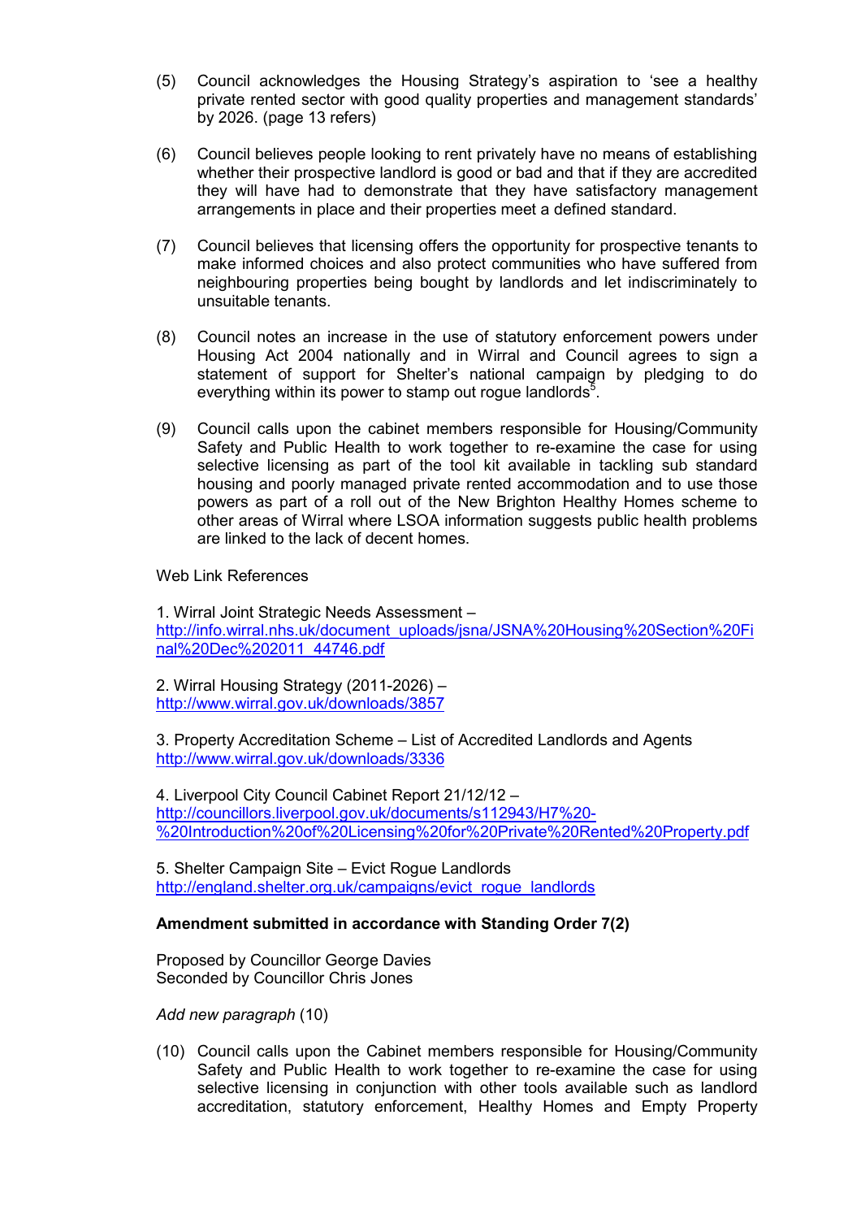(5) Council acknowledges the Housing Strategy's aspiration to 'see a healthy private rented sector with good quality properties and management standards' by 2026. (page 13 refers)

(6) Council believes people looking to rent privately have no means of establishing whether their prospective landlord is good or bad and that if they are accredited they will have had to demonstrate that they have satisfactory management arrangements in place and their properties meet a defined standard.

(7) Council believes that licensing offers the opportunity for prospective tenants to make informed choices and also protect communities who have suffered from neighbouring properties being bought by landlords and let indiscriminately to unsuitable tenants.

(8) Council notes an increase in the use of statutory enforcement powers under Housing Act 2004 nationally and in Wirral and Council agrees to sign a statement of support for Shelter's national campaign by pledging to do everything within its power to stamp out rogue landlords[5].

(9) Council calls upon the cabinet members responsible for Housing/Community Safety and Public Health to work together to re-examine the case for using selective licensing as part of the tool kit available in tackling sub standard housing and poorly managed private rented accommodation and to use those powers as part of a roll out of the New Brighton Healthy Homes scheme to other areas of Wirral where LSOA information suggests public health problems are linked to the lack of decent homes.

Web Link References

1. Wirral Joint Strategic Needs Assessment – http://info.wirral.nhs.uk/document_uploads/jsna/JSNA%20Housing%20Section%20Final%20Dec%202011_44746.pdf

2. Wirral Housing Strategy (2011-2026) – http://www.wirral.gov.uk/downloads/3857

3. Property Accreditation Scheme – List of Accredited Landlords and Agents http://www.wirral.gov.uk/downloads/3336

4. Liverpool City Council Cabinet Report 21/12/12 – http://councillors.liverpool.gov.uk/documents/s112943/H7%20-%20Introduction%20of%20Licensing%20for%20Private%20Rented%20Property.pdf

5. Shelter Campaign Site – Evict Rogue Landlords http://england.shelter.org.uk/campaigns/evict_rogue_landlords

**Amendment submitted in accordance with Standing Order 7(2)**

Proposed by Councillor George Davies
Seconded by Councillor Chris Jones

*Add new paragraph* (10)

(10) Council calls upon the Cabinet members responsible for Housing/Community Safety and Public Health to work together to re-examine the case for using selective licensing in conjunction with other tools available such as landlord accreditation, statutory enforcement, Healthy Homes and Empty Property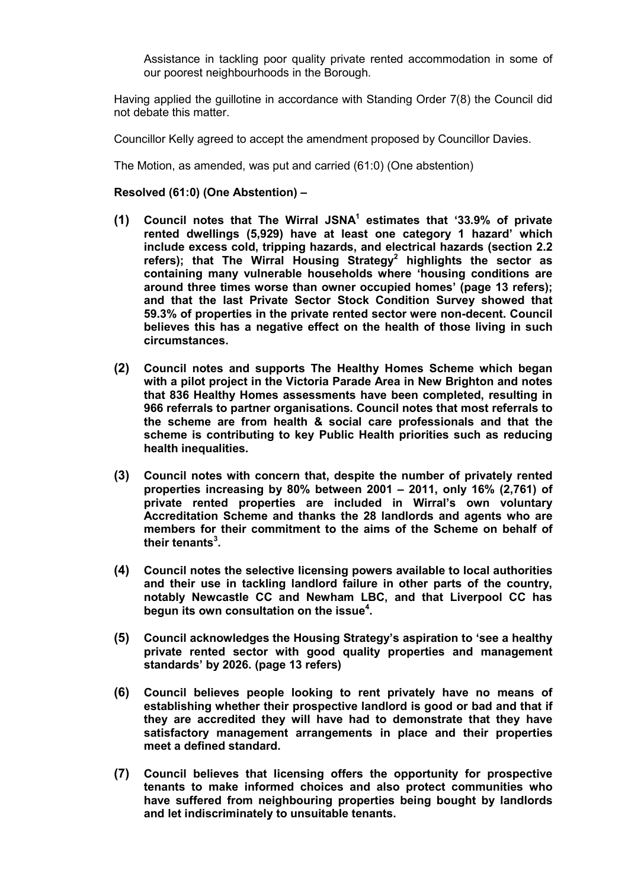Assistance in tackling poor quality private rented accommodation in some of our poorest neighbourhoods in the Borough.

Having applied the guillotine in accordance with Standing Order 7(8) the Council did not debate this matter.

Councillor Kelly agreed to accept the amendment proposed by Councillor Davies.

The Motion, as amended, was put and carried (61:0) (One abstention)

**Resolved (61:0) (One Abstention) –**

**(1) Council notes that The Wirral JSNA[1] estimates that '33.9% of private rented dwellings (5,929) have at least one category 1 hazard' which include excess cold, tripping hazards, and electrical hazards (section 2.2 refers); that The Wirral Housing Strategy[2] highlights the sector as containing many vulnerable households where 'housing conditions are around three times worse than owner occupied homes' (page 13 refers); and that the last Private Sector Stock Condition Survey showed that 59.3% of properties in the private rented sector were non-decent. Council believes this has a negative effect on the health of those living in such circumstances.**

**(2) Council notes and supports The Healthy Homes Scheme which began with a pilot project in the Victoria Parade Area in New Brighton and notes that 836 Healthy Homes assessments have been completed, resulting in 966 referrals to partner organisations. Council notes that most referrals to the scheme are from health & social care professionals and that the scheme is contributing to key Public Health priorities such as reducing health inequalities.**

**(3) Council notes with concern that, despite the number of privately rented properties increasing by 80% between 2001 – 2011, only 16% (2,761) of private rented properties are included in Wirral's own voluntary Accreditation Scheme and thanks the 28 landlords and agents who are members for their commitment to the aims of the Scheme on behalf of their tenants[3].**

**(4) Council notes the selective licensing powers available to local authorities and their use in tackling landlord failure in other parts of the country, notably Newcastle CC and Newham LBC, and that Liverpool CC has begun its own consultation on the issue[4].**

**(5) Council acknowledges the Housing Strategy's aspiration to 'see a healthy private rented sector with good quality properties and management standards' by 2026. (page 13 refers)**

**(6) Council believes people looking to rent privately have no means of establishing whether their prospective landlord is good or bad and that if they are accredited they will have had to demonstrate that they have satisfactory management arrangements in place and their properties meet a defined standard.**

**(7) Council believes that licensing offers the opportunity for prospective tenants to make informed choices and also protect communities who have suffered from neighbouring properties being bought by landlords and let indiscriminately to unsuitable tenants.**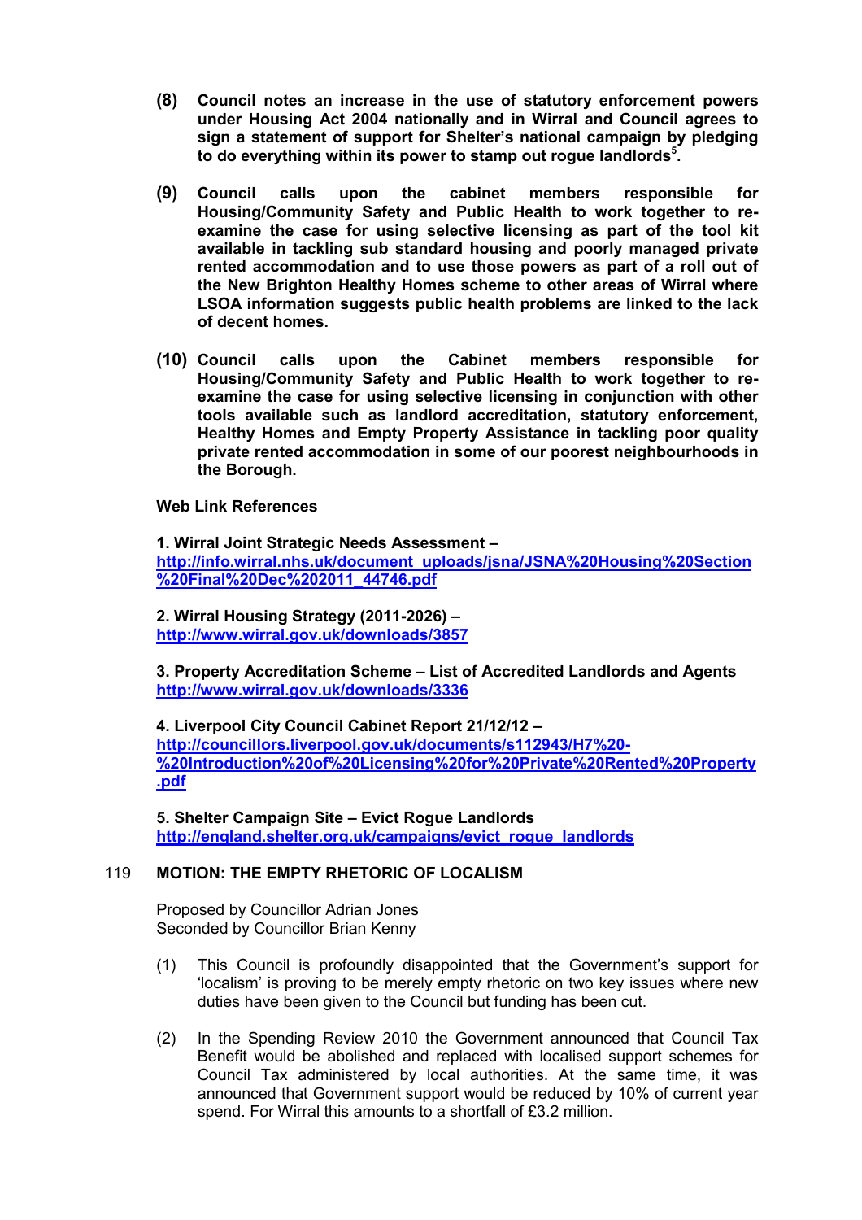**(8)** **Council notes an increase in the use of statutory enforcement powers under Housing Act 2004 nationally and in Wirral and Council agrees to sign a statement of support for Shelter's national campaign by pledging to do everything within its power to stamp out rogue landlords[5].**

**(9)** **Council calls upon the cabinet members responsible for Housing/Community Safety and Public Health to work together to re-examine the case for using selective licensing as part of the tool kit available in tackling sub standard housing and poorly managed private rented accommodation and to use those powers as part of a roll out of the New Brighton Healthy Homes scheme to other areas of Wirral where LSOA information suggests public health problems are linked to the lack of decent homes.**

**(10)** **Council calls upon the Cabinet members responsible for Housing/Community Safety and Public Health to work together to re-examine the case for using selective licensing in conjunction with other tools available such as landlord accreditation, statutory enforcement, Healthy Homes and Empty Property Assistance in tackling poor quality private rented accommodation in some of our poorest neighbourhoods in the Borough.**

**Web Link References**

**1. Wirral Joint Strategic Needs Assessment –**
http://info.wirral.nhs.uk/document_uploads/jsna/JSNA%20Housing%20Section%20Final%20Dec%202011_44746.pdf

**2. Wirral Housing Strategy (2011-2026) –**
http://www.wirral.gov.uk/downloads/3857

**3. Property Accreditation Scheme – List of Accredited Landlords and Agents**
http://www.wirral.gov.uk/downloads/3336

**4. Liverpool City Council Cabinet Report 21/12/12 –**
http://councillors.liverpool.gov.uk/documents/s112943/H7%20-%20Introduction%20of%20Licensing%20for%20Private%20Rented%20Property.pdf

**5. Shelter Campaign Site – Evict Rogue Landlords**
http://england.shelter.org.uk/campaigns/evict_rogue_landlords

## 119 MOTION: THE EMPTY RHETORIC OF LOCALISM

Proposed by Councillor Adrian Jones
Seconded by Councillor Brian Kenny

(1) This Council is profoundly disappointed that the Government's support for 'localism' is proving to be merely empty rhetoric on two key issues where new duties have been given to the Council but funding has been cut.

(2) In the Spending Review 2010 the Government announced that Council Tax Benefit would be abolished and replaced with localised support schemes for Council Tax administered by local authorities. At the same time, it was announced that Government support would be reduced by 10% of current year spend. For Wirral this amounts to a shortfall of £3.2 million.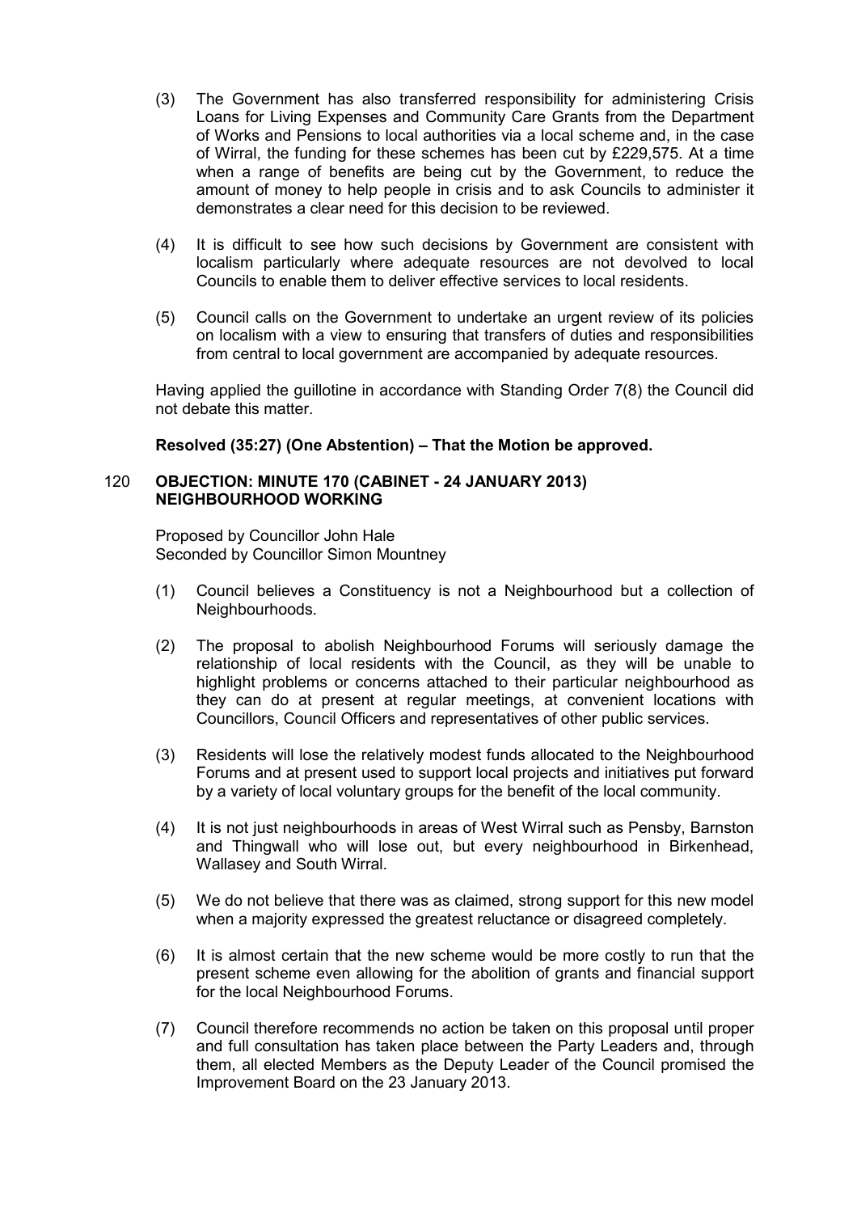(3) The Government has also transferred responsibility for administering Crisis Loans for Living Expenses and Community Care Grants from the Department of Works and Pensions to local authorities via a local scheme and, in the case of Wirral, the funding for these schemes has been cut by £229,575. At a time when a range of benefits are being cut by the Government, to reduce the amount of money to help people in crisis and to ask Councils to administer it demonstrates a clear need for this decision to be reviewed.

(4) It is difficult to see how such decisions by Government are consistent with localism particularly where adequate resources are not devolved to local Councils to enable them to deliver effective services to local residents.

(5) Council calls on the Government to undertake an urgent review of its policies on localism with a view to ensuring that transfers of duties and responsibilities from central to local government are accompanied by adequate resources.

Having applied the guillotine in accordance with Standing Order 7(8) the Council did not debate this matter.

**Resolved (35:27) (One Abstention) – That the Motion be approved.**

## 120 OBJECTION: MINUTE 170 (CABINET - 24 JANUARY 2013) NEIGHBOURHOOD WORKING

Proposed by Councillor John Hale
Seconded by Councillor Simon Mountney

(1) Council believes a Constituency is not a Neighbourhood but a collection of Neighbourhoods.

(2) The proposal to abolish Neighbourhood Forums will seriously damage the relationship of local residents with the Council, as they will be unable to highlight problems or concerns attached to their particular neighbourhood as they can do at present at regular meetings, at convenient locations with Councillors, Council Officers and representatives of other public services.

(3) Residents will lose the relatively modest funds allocated to the Neighbourhood Forums and at present used to support local projects and initiatives put forward by a variety of local voluntary groups for the benefit of the local community.

(4) It is not just neighbourhoods in areas of West Wirral such as Pensby, Barnston and Thingwall who will lose out, but every neighbourhood in Birkenhead, Wallasey and South Wirral.

(5) We do not believe that there was as claimed, strong support for this new model when a majority expressed the greatest reluctance or disagreed completely.

(6) It is almost certain that the new scheme would be more costly to run that the present scheme even allowing for the abolition of grants and financial support for the local Neighbourhood Forums.

(7) Council therefore recommends no action be taken on this proposal until proper and full consultation has taken place between the Party Leaders and, through them, all elected Members as the Deputy Leader of the Council promised the Improvement Board on the 23 January 2013.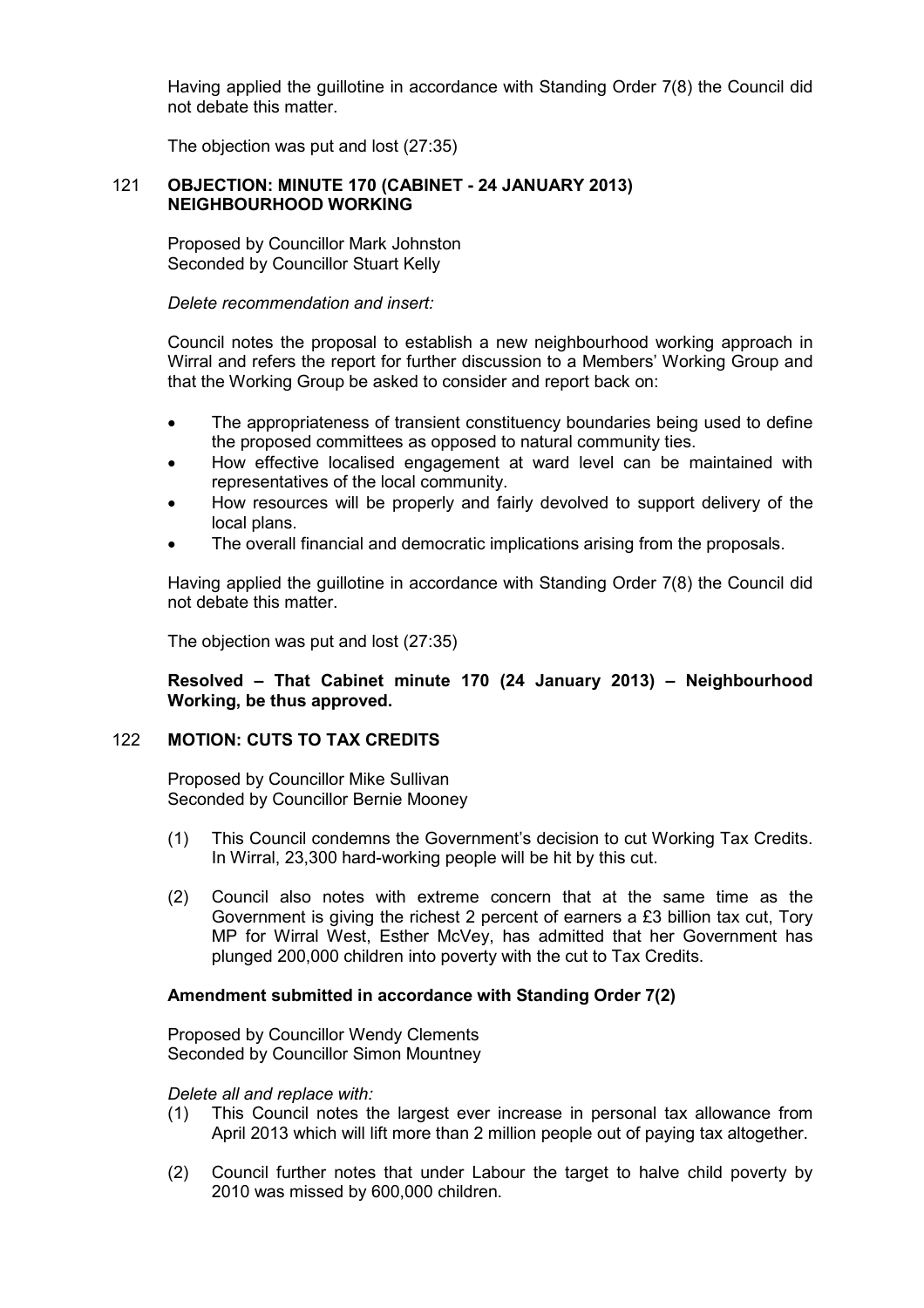Having applied the guillotine in accordance with Standing Order 7(8) the Council did not debate this matter.

The objection was put and lost (27:35)

## 121 OBJECTION: MINUTE 170 (CABINET - 24 JANUARY 2013) NEIGHBOURHOOD WORKING

Proposed by Councillor Mark Johnston
Seconded by Councillor Stuart Kelly

*Delete recommendation and insert:*

Council notes the proposal to establish a new neighbourhood working approach in Wirral and refers the report for further discussion to a Members' Working Group and that the Working Group be asked to consider and report back on:

- The appropriateness of transient constituency boundaries being used to define the proposed committees as opposed to natural community ties.
- How effective localised engagement at ward level can be maintained with representatives of the local community.
- How resources will be properly and fairly devolved to support delivery of the local plans.
- The overall financial and democratic implications arising from the proposals.

Having applied the guillotine in accordance with Standing Order 7(8) the Council did not debate this matter.

The objection was put and lost (27:35)

**Resolved – That Cabinet minute 170 (24 January 2013) – Neighbourhood Working, be thus approved.**

## 122 MOTION: CUTS TO TAX CREDITS

Proposed by Councillor Mike Sullivan
Seconded by Councillor Bernie Mooney

(1) This Council condemns the Government's decision to cut Working Tax Credits. In Wirral, 23,300 hard-working people will be hit by this cut.

(2) Council also notes with extreme concern that at the same time as the Government is giving the richest 2 percent of earners a £3 billion tax cut, Tory MP for Wirral West, Esther McVey, has admitted that her Government has plunged 200,000 children into poverty with the cut to Tax Credits.

**Amendment submitted in accordance with Standing Order 7(2)**

Proposed by Councillor Wendy Clements
Seconded by Councillor Simon Mountney

*Delete all and replace with:*

(1) This Council notes the largest ever increase in personal tax allowance from April 2013 which will lift more than 2 million people out of paying tax altogether.

(2) Council further notes that under Labour the target to halve child poverty by 2010 was missed by 600,000 children.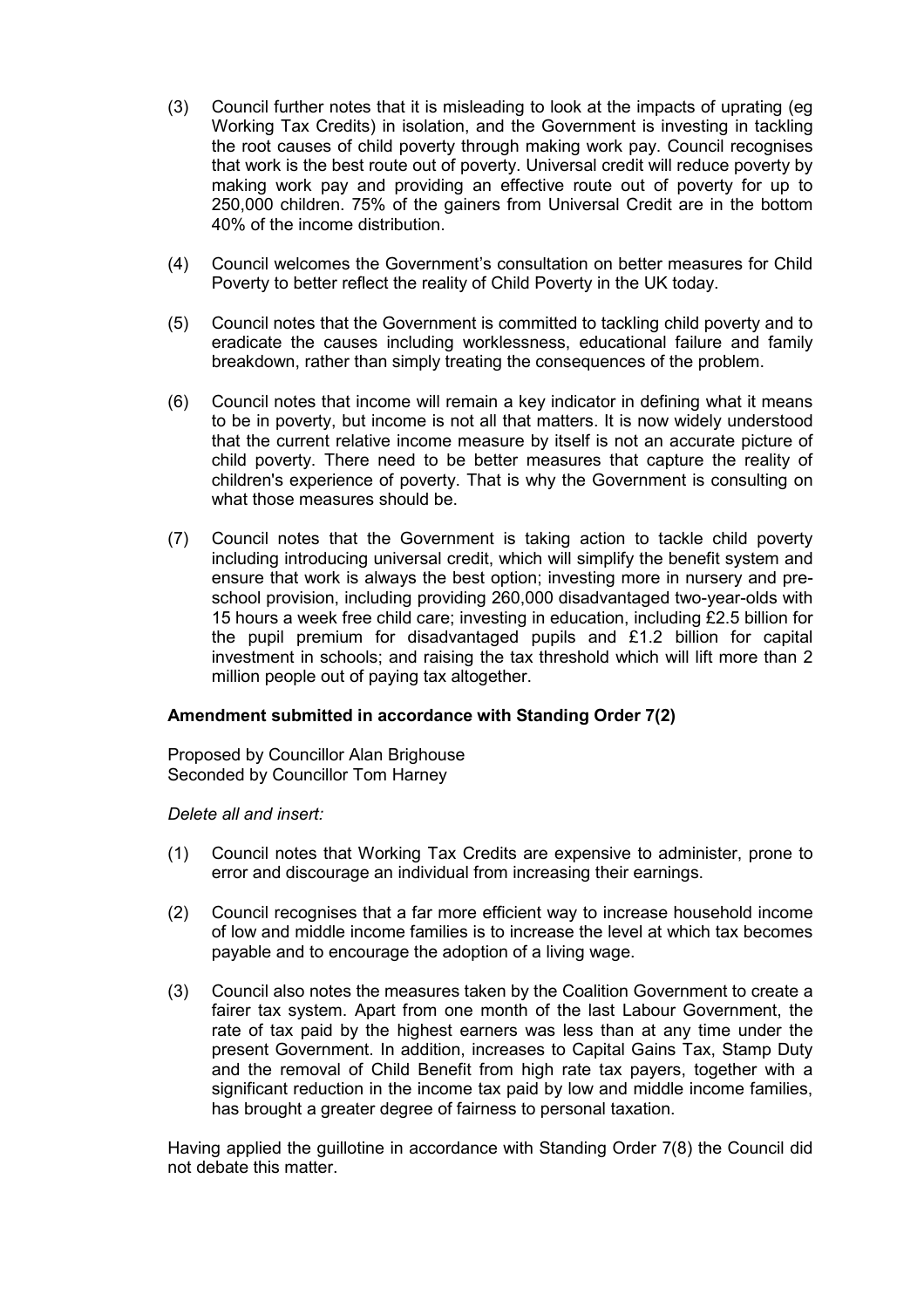(3) Council further notes that it is misleading to look at the impacts of uprating (eg Working Tax Credits) in isolation, and the Government is investing in tackling the root causes of child poverty through making work pay. Council recognises that work is the best route out of poverty. Universal credit will reduce poverty by making work pay and providing an effective route out of poverty for up to 250,000 children. 75% of the gainers from Universal Credit are in the bottom 40% of the income distribution.

(4) Council welcomes the Government's consultation on better measures for Child Poverty to better reflect the reality of Child Poverty in the UK today.

(5) Council notes that the Government is committed to tackling child poverty and to eradicate the causes including worklessness, educational failure and family breakdown, rather than simply treating the consequences of the problem.

(6) Council notes that income will remain a key indicator in defining what it means to be in poverty, but income is not all that matters. It is now widely understood that the current relative income measure by itself is not an accurate picture of child poverty. There need to be better measures that capture the reality of children's experience of poverty. That is why the Government is consulting on what those measures should be.

(7) Council notes that the Government is taking action to tackle child poverty including introducing universal credit, which will simplify the benefit system and ensure that work is always the best option; investing more in nursery and pre-school provision, including providing 260,000 disadvantaged two-year-olds with 15 hours a week free child care; investing in education, including £2.5 billion for the pupil premium for disadvantaged pupils and £1.2 billion for capital investment in schools; and raising the tax threshold which will lift more than 2 million people out of paying tax altogether.

**Amendment submitted in accordance with Standing Order 7(2)**

Proposed by Councillor Alan Brighouse
Seconded by Councillor Tom Harney

*Delete all and insert:*

(1) Council notes that Working Tax Credits are expensive to administer, prone to error and discourage an individual from increasing their earnings.

(2) Council recognises that a far more efficient way to increase household income of low and middle income families is to increase the level at which tax becomes payable and to encourage the adoption of a living wage.

(3) Council also notes the measures taken by the Coalition Government to create a fairer tax system. Apart from one month of the last Labour Government, the rate of tax paid by the highest earners was less than at any time under the present Government. In addition, increases to Capital Gains Tax, Stamp Duty and the removal of Child Benefit from high rate tax payers, together with a significant reduction in the income tax paid by low and middle income families, has brought a greater degree of fairness to personal taxation.

Having applied the guillotine in accordance with Standing Order 7(8) the Council did not debate this matter.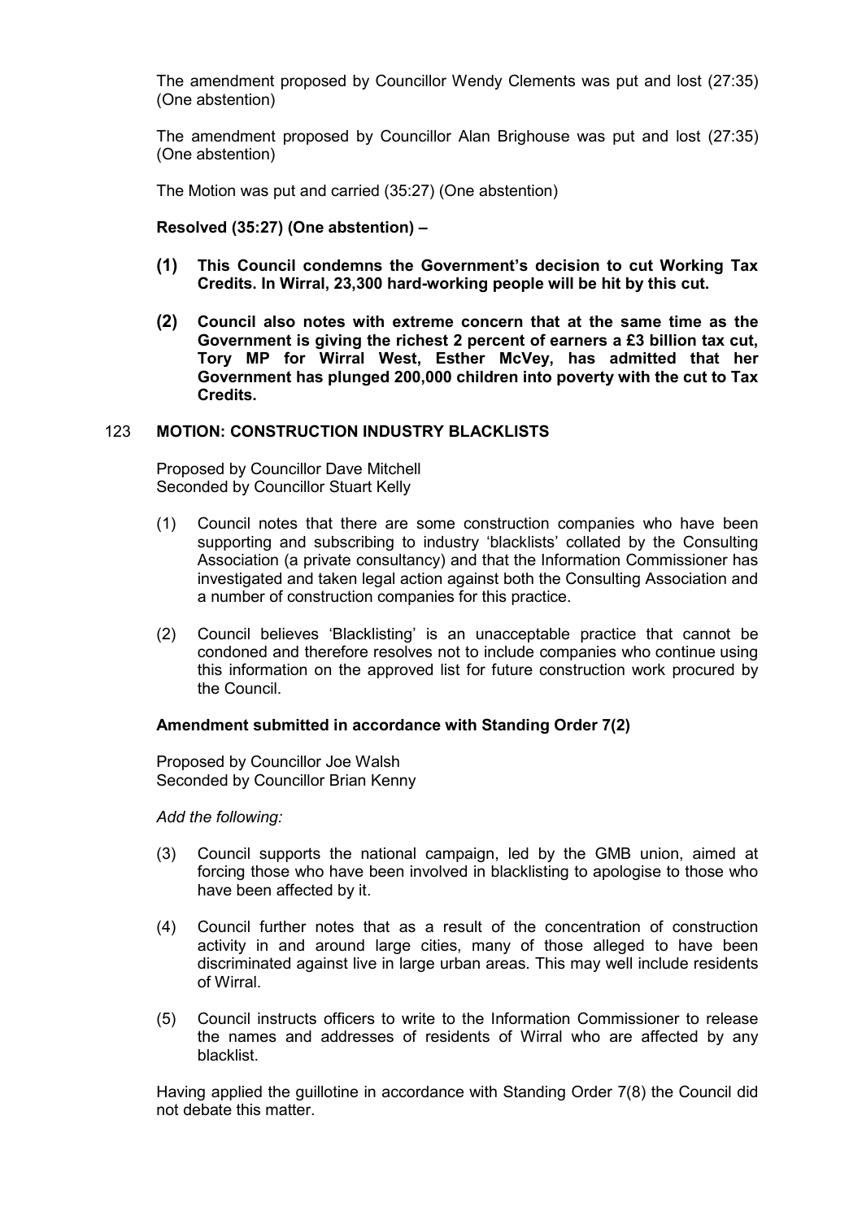The amendment proposed by Councillor Wendy Clements was put and lost (27:35) (One abstention)

The amendment proposed by Councillor Alan Brighouse was put and lost (27:35) (One abstention)

The Motion was put and carried (35:27) (One abstention)

**Resolved (35:27) (One abstention) –**

**(1) This Council condemns the Government's decision to cut Working Tax Credits. In Wirral, 23,300 hard-working people will be hit by this cut.**

**(2) Council also notes with extreme concern that at the same time as the Government is giving the richest 2 percent of earners a £3 billion tax cut, Tory MP for Wirral West, Esther McVey, has admitted that her Government has plunged 200,000 children into poverty with the cut to Tax Credits.**

## 123 MOTION: CONSTRUCTION INDUSTRY BLACKLISTS

Proposed by Councillor Dave Mitchell
Seconded by Councillor Stuart Kelly

(1) Council notes that there are some construction companies who have been supporting and subscribing to industry 'blacklists' collated by the Consulting Association (a private consultancy) and that the Information Commissioner has investigated and taken legal action against both the Consulting Association and a number of construction companies for this practice.

(2) Council believes 'Blacklisting' is an unacceptable practice that cannot be condoned and therefore resolves not to include companies who continue using this information on the approved list for future construction work procured by the Council.

**Amendment submitted in accordance with Standing Order 7(2)**

Proposed by Councillor Joe Walsh
Seconded by Councillor Brian Kenny

*Add the following:*

(3) Council supports the national campaign, led by the GMB union, aimed at forcing those who have been involved in blacklisting to apologise to those who have been affected by it.

(4) Council further notes that as a result of the concentration of construction activity in and around large cities, many of those alleged to have been discriminated against live in large urban areas. This may well include residents of Wirral.

(5) Council instructs officers to write to the Information Commissioner to release the names and addresses of residents of Wirral who are affected by any blacklist.

Having applied the guillotine in accordance with Standing Order 7(8) the Council did not debate this matter.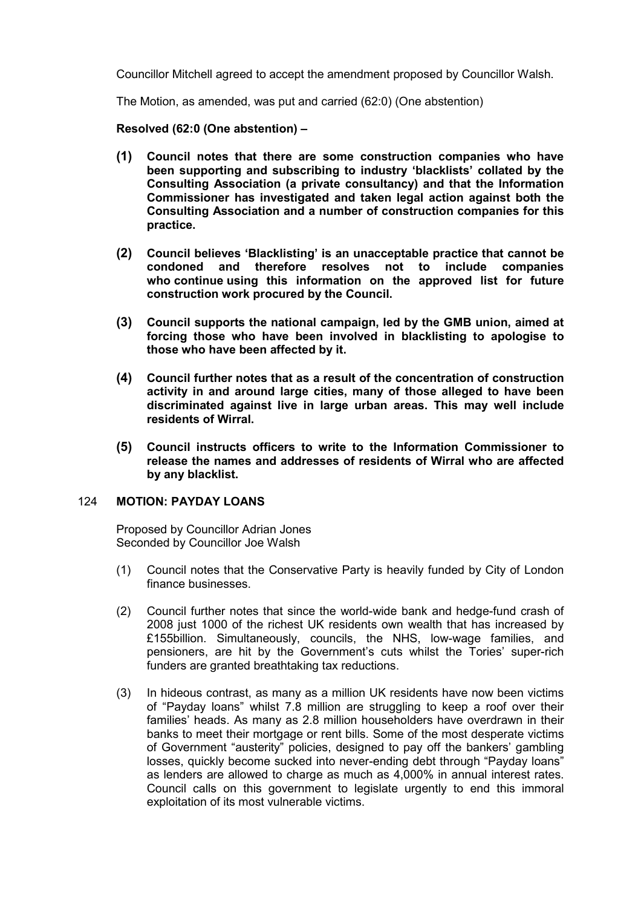Councillor Mitchell agreed to accept the amendment proposed by Councillor Walsh.

The Motion, as amended, was put and carried (62:0) (One abstention)

**Resolved (62:0 (One abstention) –**

**(1) Council notes that there are some construction companies who have been supporting and subscribing to industry 'blacklists' collated by the Consulting Association (a private consultancy) and that the Information Commissioner has investigated and taken legal action against both the Consulting Association and a number of construction companies for this practice.**

**(2) Council believes 'Blacklisting' is an unacceptable practice that cannot be condoned and therefore resolves not to include companies who continue using this information on the approved list for future construction work procured by the Council.**

**(3) Council supports the national campaign, led by the GMB union, aimed at forcing those who have been involved in blacklisting to apologise to those who have been affected by it.**

**(4) Council further notes that as a result of the concentration of construction activity in and around large cities, many of those alleged to have been discriminated against live in large urban areas. This may well include residents of Wirral.**

**(5) Council instructs officers to write to the Information Commissioner to release the names and addresses of residents of Wirral who are affected by any blacklist.**

## 124 MOTION: PAYDAY LOANS

Proposed by Councillor Adrian Jones
Seconded by Councillor Joe Walsh

(1) Council notes that the Conservative Party is heavily funded by City of London finance businesses.

(2) Council further notes that since the world-wide bank and hedge-fund crash of 2008 just 1000 of the richest UK residents own wealth that has increased by £155billion. Simultaneously, councils, the NHS, low-wage families, and pensioners, are hit by the Government's cuts whilst the Tories' super-rich funders are granted breathtaking tax reductions.

(3) In hideous contrast, as many as a million UK residents have now been victims of "Payday loans" whilst 7.8 million are struggling to keep a roof over their families' heads. As many as 2.8 million householders have overdrawn in their banks to meet their mortgage or rent bills. Some of the most desperate victims of Government "austerity" policies, designed to pay off the bankers' gambling losses, quickly become sucked into never-ending debt through "Payday loans" as lenders are allowed to charge as much as 4,000% in annual interest rates. Council calls on this government to legislate urgently to end this immoral exploitation of its most vulnerable victims.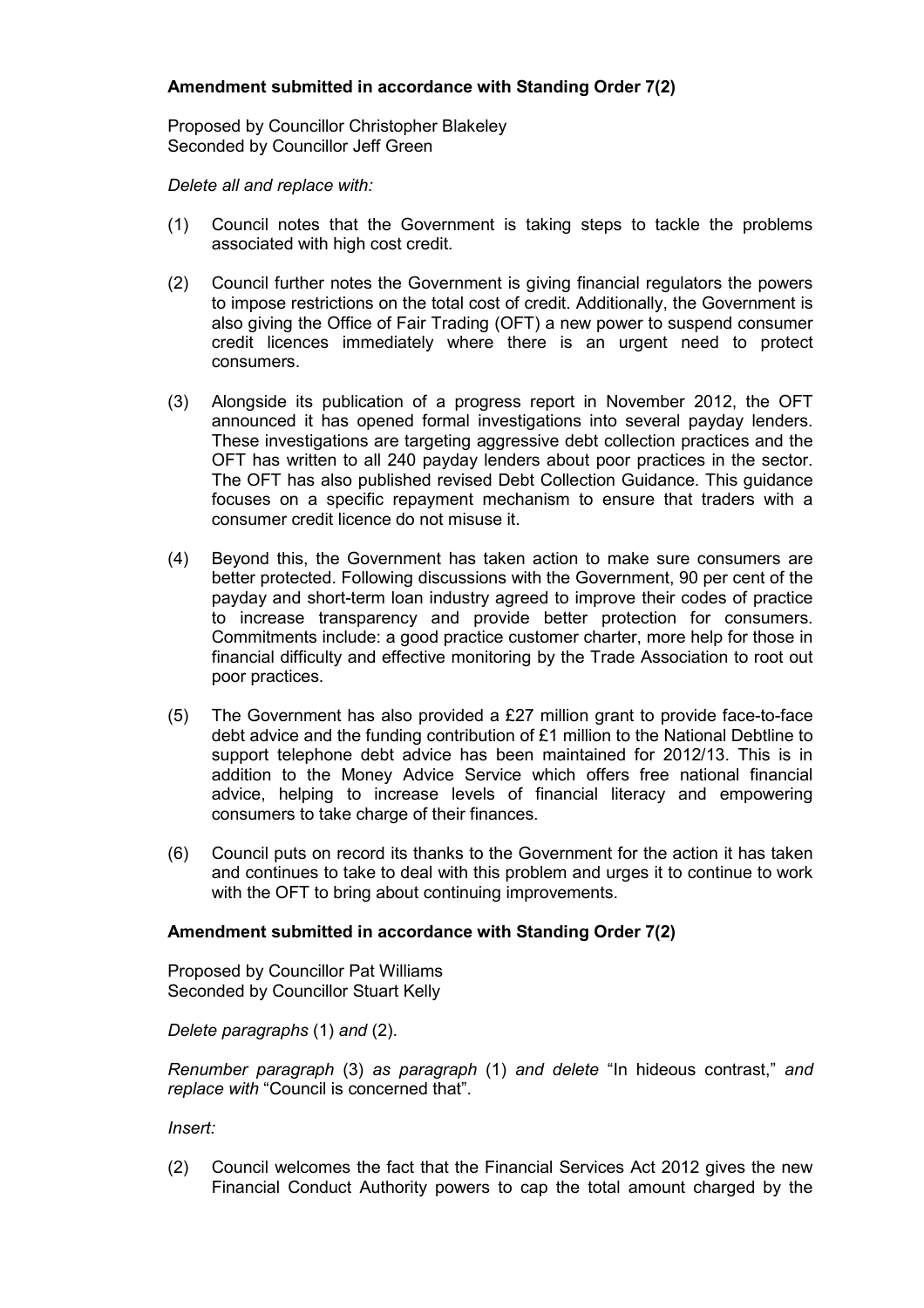**Amendment submitted in accordance with Standing Order 7(2)**

Proposed by Councillor Christopher Blakeley
Seconded by Councillor Jeff Green

*Delete all and replace with:*

(1) Council notes that the Government is taking steps to tackle the problems associated with high cost credit.

(2) Council further notes the Government is giving financial regulators the powers to impose restrictions on the total cost of credit. Additionally, the Government is also giving the Office of Fair Trading (OFT) a new power to suspend consumer credit licences immediately where there is an urgent need to protect consumers.

(3) Alongside its publication of a progress report in November 2012, the OFT announced it has opened formal investigations into several payday lenders. These investigations are targeting aggressive debt collection practices and the OFT has written to all 240 payday lenders about poor practices in the sector. The OFT has also published revised Debt Collection Guidance. This guidance focuses on a specific repayment mechanism to ensure that traders with a consumer credit licence do not misuse it.

(4) Beyond this, the Government has taken action to make sure consumers are better protected. Following discussions with the Government, 90 per cent of the payday and short-term loan industry agreed to improve their codes of practice to increase transparency and provide better protection for consumers. Commitments include: a good practice customer charter, more help for those in financial difficulty and effective monitoring by the Trade Association to root out poor practices.

(5) The Government has also provided a £27 million grant to provide face-to-face debt advice and the funding contribution of £1 million to the National Debtline to support telephone debt advice has been maintained for 2012/13. This is in addition to the Money Advice Service which offers free national financial advice, helping to increase levels of financial literacy and empowering consumers to take charge of their finances.

(6) Council puts on record its thanks to the Government for the action it has taken and continues to take to deal with this problem and urges it to continue to work with the OFT to bring about continuing improvements.

**Amendment submitted in accordance with Standing Order 7(2)**

Proposed by Councillor Pat Williams
Seconded by Councillor Stuart Kelly

*Delete paragraphs* (1) *and* (2).

*Renumber paragraph* (3) *as paragraph* (1) *and delete* "In hideous contrast," *and replace with* "Council is concerned that".

*Insert:*

(2) Council welcomes the fact that the Financial Services Act 2012 gives the new Financial Conduct Authority powers to cap the total amount charged by the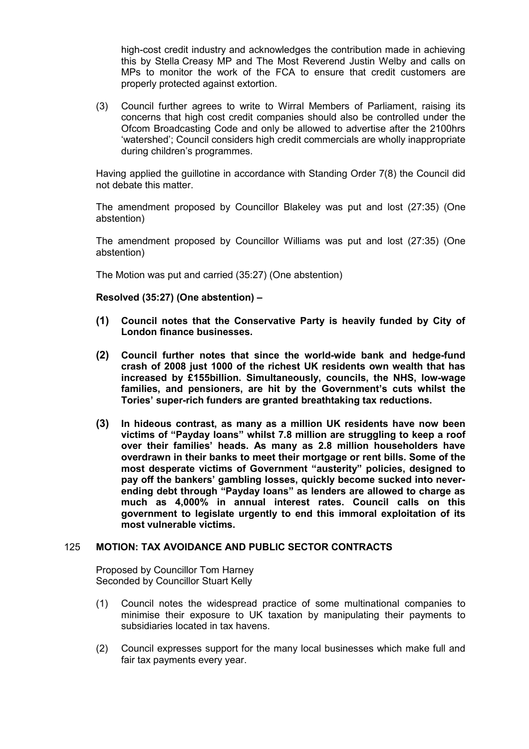high-cost credit industry and acknowledges the contribution made in achieving this by Stella Creasy MP and The Most Reverend Justin Welby and calls on MPs to monitor the work of the FCA to ensure that credit customers are properly protected against extortion.

(3) Council further agrees to write to Wirral Members of Parliament, raising its concerns that high cost credit companies should also be controlled under the Ofcom Broadcasting Code and only be allowed to advertise after the 2100hrs 'watershed'; Council considers high credit commercials are wholly inappropriate during children's programmes.

Having applied the guillotine in accordance with Standing Order 7(8) the Council did not debate this matter.

The amendment proposed by Councillor Blakeley was put and lost (27:35) (One abstention)

The amendment proposed by Councillor Williams was put and lost (27:35) (One abstention)

The Motion was put and carried (35:27) (One abstention)

**Resolved (35:27) (One abstention) –**

**(1) Council notes that the Conservative Party is heavily funded by City of London finance businesses.**

**(2) Council further notes that since the world-wide bank and hedge-fund crash of 2008 just 1000 of the richest UK residents own wealth that has increased by £155billion. Simultaneously, councils, the NHS, low-wage families, and pensioners, are hit by the Government's cuts whilst the Tories' super-rich funders are granted breathtaking tax reductions.**

**(3) In hideous contrast, as many as a million UK residents have now been victims of "Payday loans" whilst 7.8 million are struggling to keep a roof over their families' heads. As many as 2.8 million householders have overdrawn in their banks to meet their mortgage or rent bills. Some of the most desperate victims of Government "austerity" policies, designed to pay off the bankers' gambling losses, quickly become sucked into never-ending debt through "Payday loans" as lenders are allowed to charge as much as 4,000% in annual interest rates. Council calls on this government to legislate urgently to end this immoral exploitation of its most vulnerable victims.**

## 125 MOTION: TAX AVOIDANCE AND PUBLIC SECTOR CONTRACTS

Proposed by Councillor Tom Harney
Seconded by Councillor Stuart Kelly

(1) Council notes the widespread practice of some multinational companies to minimise their exposure to UK taxation by manipulating their payments to subsidiaries located in tax havens.

(2) Council expresses support for the many local businesses which make full and fair tax payments every year.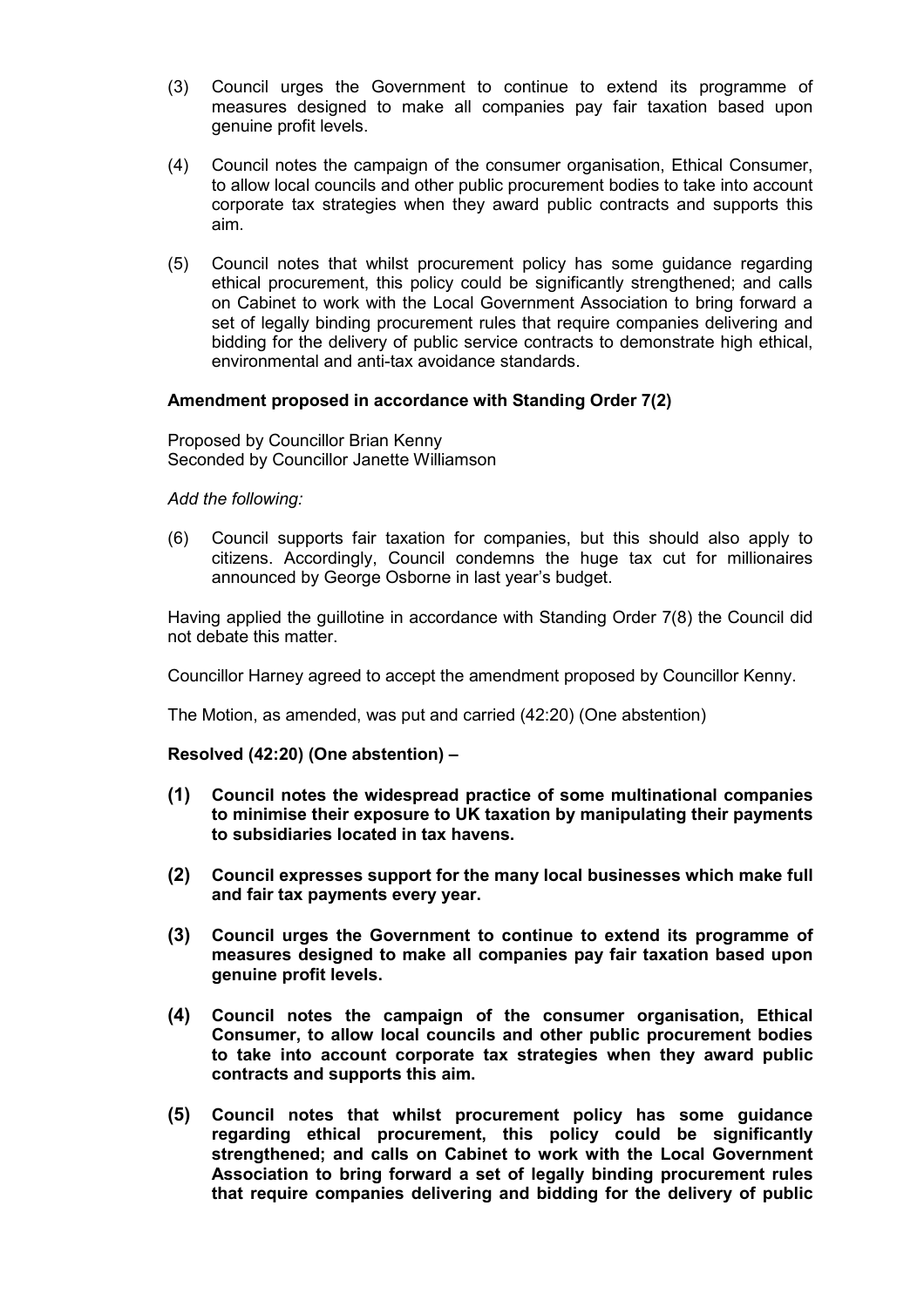(3) Council urges the Government to continue to extend its programme of measures designed to make all companies pay fair taxation based upon genuine profit levels.

(4) Council notes the campaign of the consumer organisation, Ethical Consumer, to allow local councils and other public procurement bodies to take into account corporate tax strategies when they award public contracts and supports this aim.

(5) Council notes that whilst procurement policy has some guidance regarding ethical procurement, this policy could be significantly strengthened; and calls on Cabinet to work with the Local Government Association to bring forward a set of legally binding procurement rules that require companies delivering and bidding for the delivery of public service contracts to demonstrate high ethical, environmental and anti-tax avoidance standards.

**Amendment proposed in accordance with Standing Order 7(2)**

Proposed by Councillor Brian Kenny
Seconded by Councillor Janette Williamson

*Add the following:*

(6) Council supports fair taxation for companies, but this should also apply to citizens. Accordingly, Council condemns the huge tax cut for millionaires announced by George Osborne in last year's budget.

Having applied the guillotine in accordance with Standing Order 7(8) the Council did not debate this matter.

Councillor Harney agreed to accept the amendment proposed by Councillor Kenny.

The Motion, as amended, was put and carried (42:20) (One abstention)

**Resolved (42:20) (One abstention) –**

**(1) Council notes the widespread practice of some multinational companies to minimise their exposure to UK taxation by manipulating their payments to subsidiaries located in tax havens.**

**(2) Council expresses support for the many local businesses which make full and fair tax payments every year.**

**(3) Council urges the Government to continue to extend its programme of measures designed to make all companies pay fair taxation based upon genuine profit levels.**

**(4) Council notes the campaign of the consumer organisation, Ethical Consumer, to allow local councils and other public procurement bodies to take into account corporate tax strategies when they award public contracts and supports this aim.**

**(5) Council notes that whilst procurement policy has some guidance regarding ethical procurement, this policy could be significantly strengthened; and calls on Cabinet to work with the Local Government Association to bring forward a set of legally binding procurement rules that require companies delivering and bidding for the delivery of public**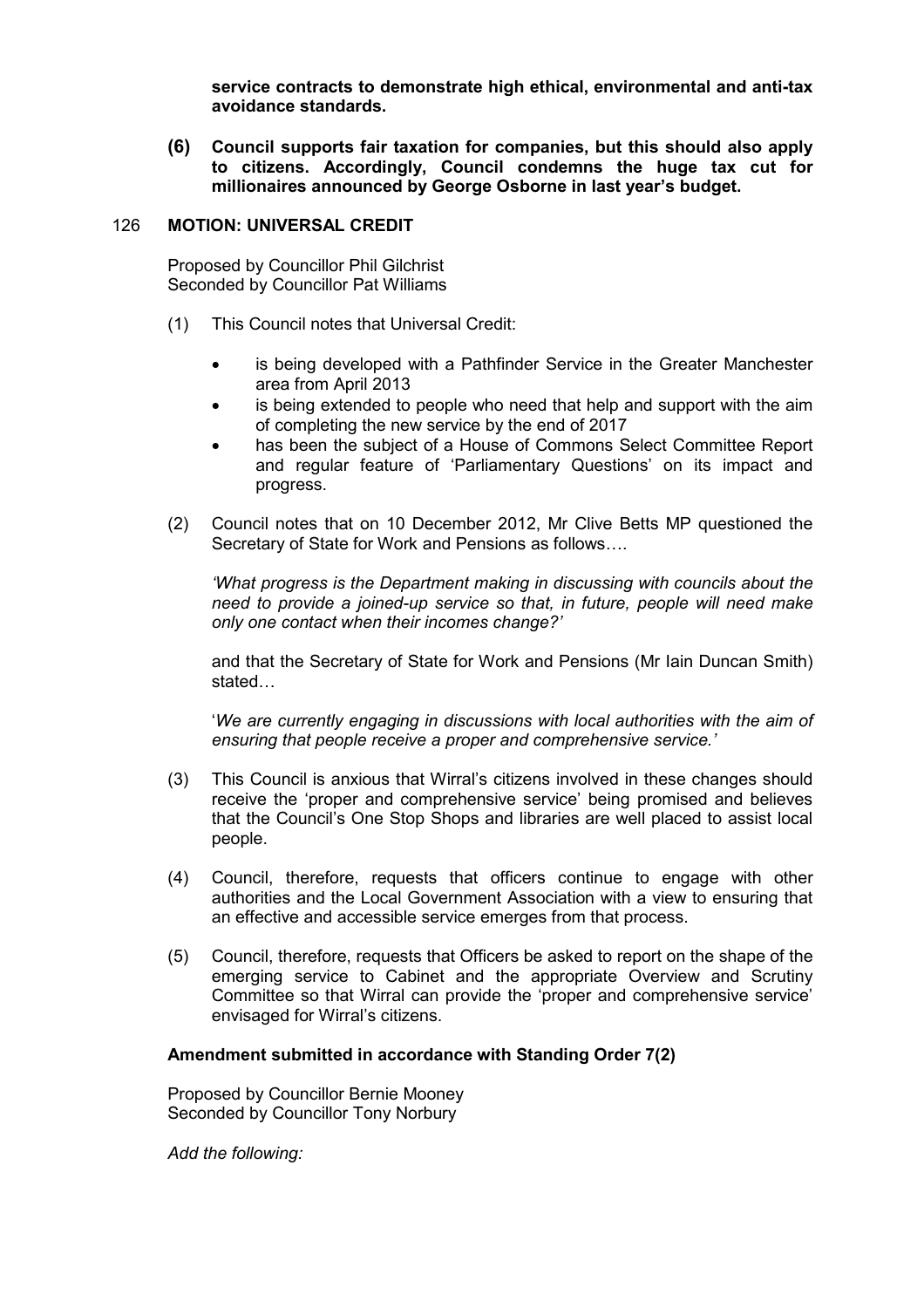**service contracts to demonstrate high ethical, environmental and anti-tax avoidance standards.**

**(6) Council supports fair taxation for companies, but this should also apply to citizens. Accordingly, Council condemns the huge tax cut for millionaires announced by George Osborne in last year's budget.**

## 126 MOTION: UNIVERSAL CREDIT

Proposed by Councillor Phil Gilchrist
Seconded by Councillor Pat Williams

(1) This Council notes that Universal Credit:

- is being developed with a Pathfinder Service in the Greater Manchester area from April 2013
- is being extended to people who need that help and support with the aim of completing the new service by the end of 2017
- has been the subject of a House of Commons Select Committee Report and regular feature of 'Parliamentary Questions' on its impact and progress.

(2) Council notes that on 10 December 2012, Mr Clive Betts MP questioned the Secretary of State for Work and Pensions as follows….

*'What progress is the Department making in discussing with councils about the need to provide a joined-up service so that, in future, people will need make only one contact when their incomes change?'*

and that the Secretary of State for Work and Pensions (Mr Iain Duncan Smith) stated…

'*We are currently engaging in discussions with local authorities with the aim of ensuring that people receive a proper and comprehensive service.'*

(3) This Council is anxious that Wirral's citizens involved in these changes should receive the 'proper and comprehensive service' being promised and believes that the Council's One Stop Shops and libraries are well placed to assist local people.

(4) Council, therefore, requests that officers continue to engage with other authorities and the Local Government Association with a view to ensuring that an effective and accessible service emerges from that process.

(5) Council, therefore, requests that Officers be asked to report on the shape of the emerging service to Cabinet and the appropriate Overview and Scrutiny Committee so that Wirral can provide the 'proper and comprehensive service' envisaged for Wirral's citizens.

**Amendment submitted in accordance with Standing Order 7(2)**

Proposed by Councillor Bernie Mooney
Seconded by Councillor Tony Norbury

*Add the following:*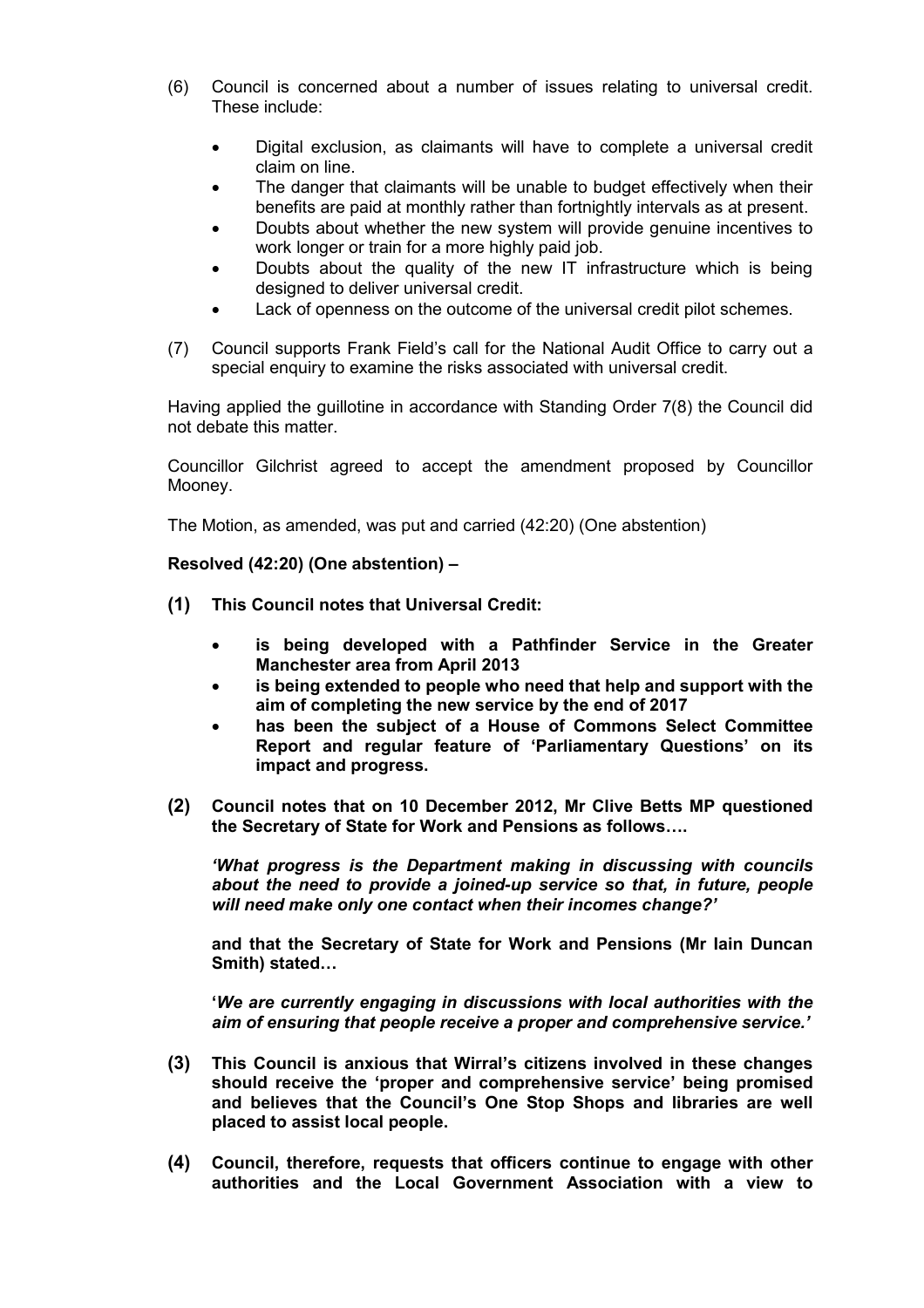(6) Council is concerned about a number of issues relating to universal credit. These include:

- Digital exclusion, as claimants will have to complete a universal credit claim on line.
- The danger that claimants will be unable to budget effectively when their benefits are paid at monthly rather than fortnightly intervals as at present.
- Doubts about whether the new system will provide genuine incentives to work longer or train for a more highly paid job.
- Doubts about the quality of the new IT infrastructure which is being designed to deliver universal credit.
- Lack of openness on the outcome of the universal credit pilot schemes.

(7) Council supports Frank Field's call for the National Audit Office to carry out a special enquiry to examine the risks associated with universal credit.

Having applied the guillotine in accordance with Standing Order 7(8) the Council did not debate this matter.

Councillor Gilchrist agreed to accept the amendment proposed by Councillor Mooney.

The Motion, as amended, was put and carried (42:20) (One abstention)

**Resolved (42:20) (One abstention) –**

**(1) This Council notes that Universal Credit:**

- **is being developed with a Pathfinder Service in the Greater Manchester area from April 2013**
- **is being extended to people who need that help and support with the aim of completing the new service by the end of 2017**
- **has been the subject of a House of Commons Select Committee Report and regular feature of 'Parliamentary Questions' on its impact and progress.**

**(2) Council notes that on 10 December 2012, Mr Clive Betts MP questioned the Secretary of State for Work and Pensions as follows….**

***'What progress is the Department making in discussing with councils about the need to provide a joined-up service so that, in future, people will need make only one contact when their incomes change?'***

**and that the Secretary of State for Work and Pensions (Mr Iain Duncan Smith) stated…**

**'*We are currently engaging in discussions with local authorities with the aim of ensuring that people receive a proper and comprehensive service.'***

**(3) This Council is anxious that Wirral's citizens involved in these changes should receive the 'proper and comprehensive service' being promised and believes that the Council's One Stop Shops and libraries are well placed to assist local people.**

**(4) Council, therefore, requests that officers continue to engage with other authorities and the Local Government Association with a view to**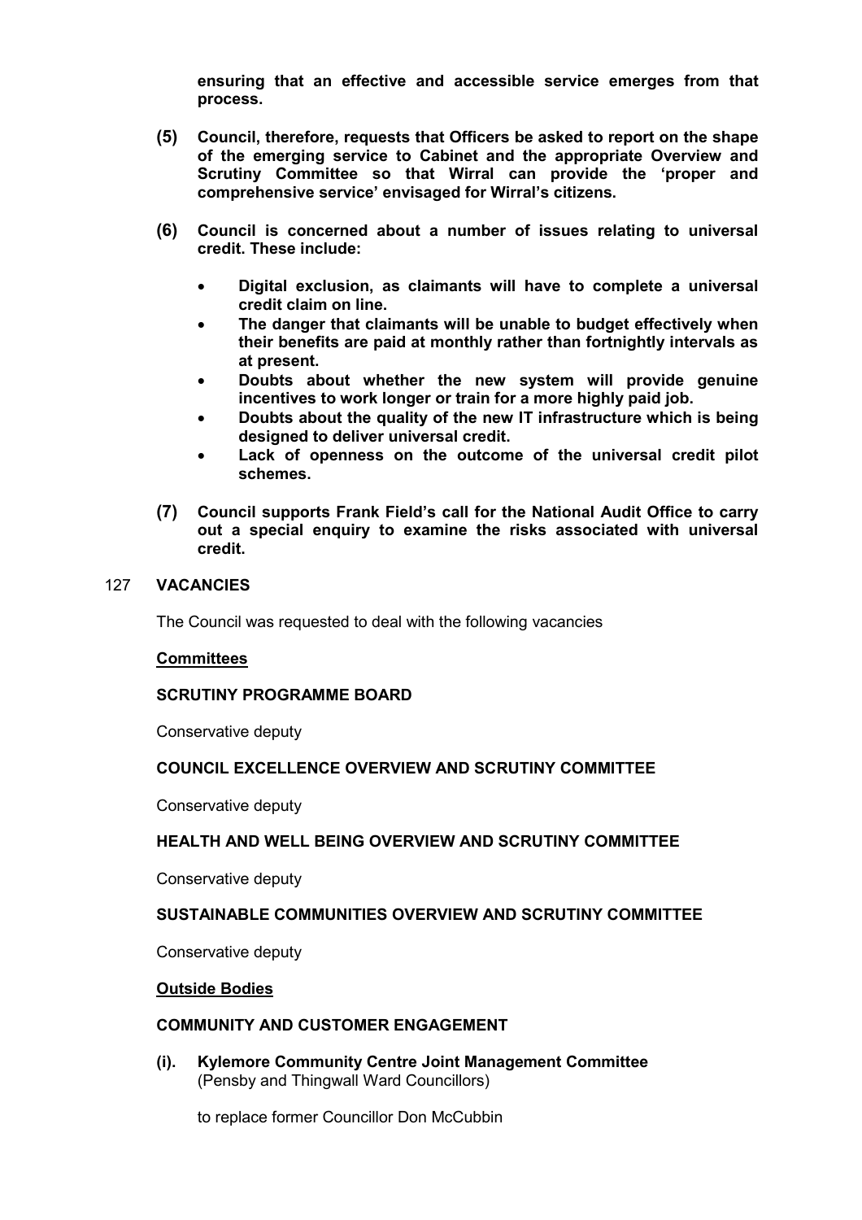**ensuring that an effective and accessible service emerges from that process.**

**(5) Council, therefore, requests that Officers be asked to report on the shape of the emerging service to Cabinet and the appropriate Overview and Scrutiny Committee so that Wirral can provide the 'proper and comprehensive service' envisaged for Wirral's citizens.**

**(6) Council is concerned about a number of issues relating to universal credit. These include:**

- **Digital exclusion, as claimants will have to complete a universal credit claim on line.**
- **The danger that claimants will be unable to budget effectively when their benefits are paid at monthly rather than fortnightly intervals as at present.**
- **Doubts about whether the new system will provide genuine incentives to work longer or train for a more highly paid job.**
- **Doubts about the quality of the new IT infrastructure which is being designed to deliver universal credit.**
- **Lack of openness on the outcome of the universal credit pilot schemes.**

**(7) Council supports Frank Field's call for the National Audit Office to carry out a special enquiry to examine the risks associated with universal credit.**

## 127 VACANCIES

The Council was requested to deal with the following vacancies

**Committees**

**SCRUTINY PROGRAMME BOARD**

Conservative deputy

**COUNCIL EXCELLENCE OVERVIEW AND SCRUTINY COMMITTEE**

Conservative deputy

**HEALTH AND WELL BEING OVERVIEW AND SCRUTINY COMMITTEE**

Conservative deputy

**SUSTAINABLE COMMUNITIES OVERVIEW AND SCRUTINY COMMITTEE**

Conservative deputy

**Outside Bodies**

**COMMUNITY AND CUSTOMER ENGAGEMENT**

**(i). Kylemore Community Centre Joint Management Committee**
(Pensby and Thingwall Ward Councillors)

to replace former Councillor Don McCubbin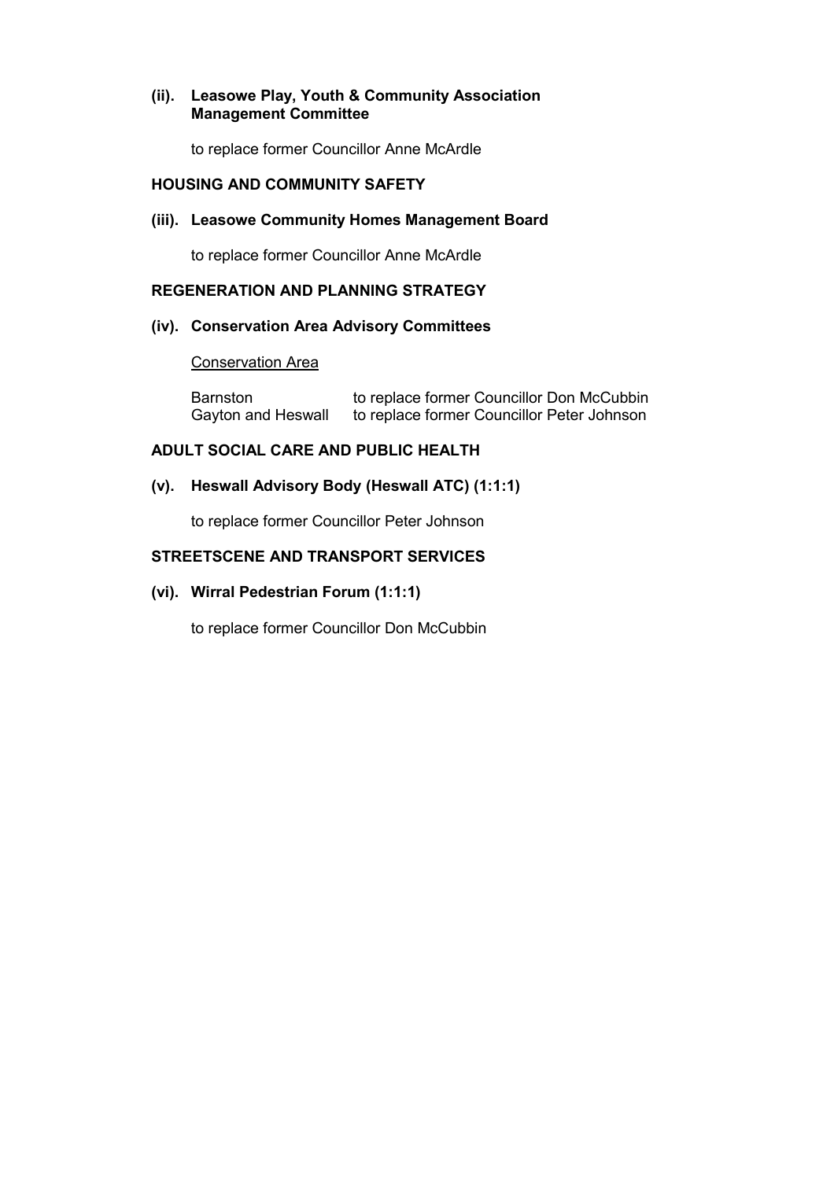**(ii). Leasowe Play, Youth & Community Association Management Committee**

to replace former Councillor Anne McArdle

**HOUSING AND COMMUNITY SAFETY**

**(iii). Leasowe Community Homes Management Board**

to replace former Councillor Anne McArdle

**REGENERATION AND PLANNING STRATEGY**

**(iv). Conservation Area Advisory Committees**

<u>Conservation Area</u>

| | |
|---|---|
| Barnston | to replace former Councillor Don McCubbin |
| Gayton and Heswall | to replace former Councillor Peter Johnson |

**ADULT SOCIAL CARE AND PUBLIC HEALTH**

**(v). Heswall Advisory Body (Heswall ATC) (1:1:1)**

to replace former Councillor Peter Johnson

**STREETSCENE AND TRANSPORT SERVICES**

**(vi). Wirral Pedestrian Forum (1:1:1)**

to replace former Councillor Don McCubbin